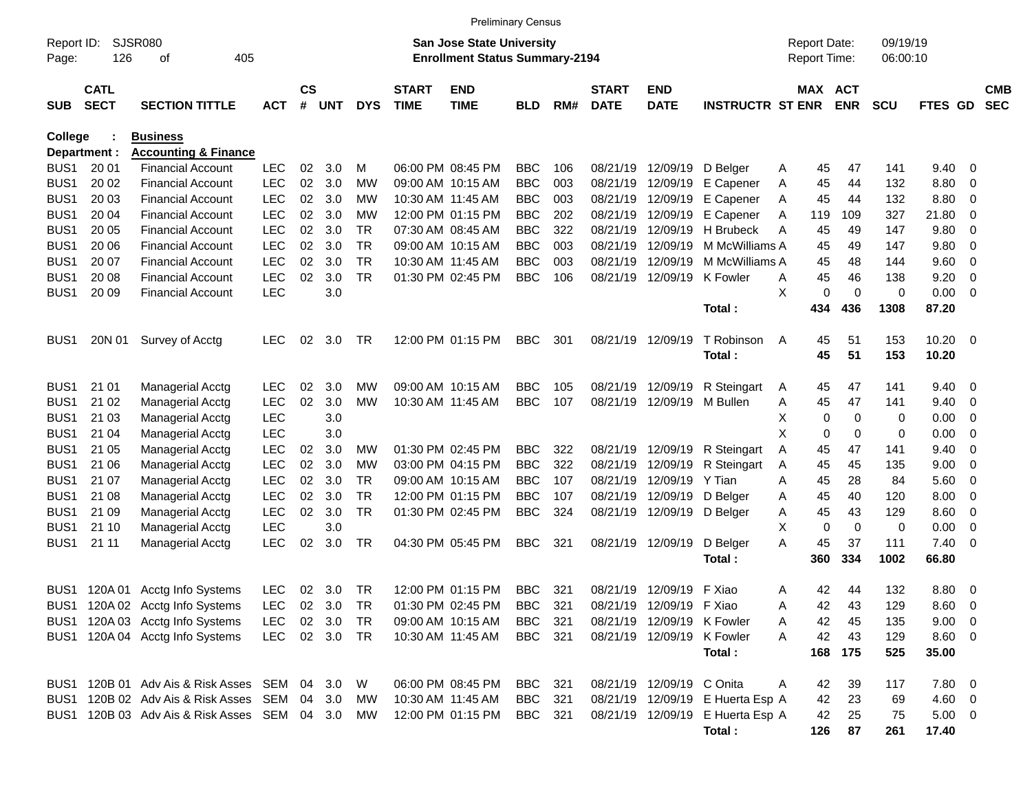Preliminary Census

Report ID: SJSR080

**San Jose State University**
**Enrollment Status Summary-2194**

Report Date: 09/19/19
Report Time: 06:00:10

**College : Business**
**Department : Accounting & Finance**

| SUB | CATL SECT | SECTION TITTLE | ACT | CS # | UNT | DYS | START TIME | END TIME | BLD | RM# | START DATE | END DATE | INSTRUCTR | ST | MAX ENR | ACT ENR | SCU | FTES | GD | CMB SEC |
|---|---|---|---|---|---|---|---|---|---|---|---|---|---|---|---|---|---|---|---|---|
| BUS1 | 20 01 | Financial Account | LEC | 02 | 3.0 | M | 06:00 PM | 08:45 PM | BBC | 106 | 08/21/19 | 12/09/19 | D Belger | A | 45 | 47 | 141 | 9.40 | 0 | |
| BUS1 | 20 02 | Financial Account | LEC | 02 | 3.0 | MW | 09:00 AM | 10:15 AM | BBC | 003 | 08/21/19 | 12/09/19 | E Capener | A | 45 | 44 | 132 | 8.80 | 0 | |
| BUS1 | 20 03 | Financial Account | LEC | 02 | 3.0 | MW | 10:30 AM | 11:45 AM | BBC | 003 | 08/21/19 | 12/09/19 | E Capener | A | 45 | 44 | 132 | 8.80 | 0 | |
| BUS1 | 20 04 | Financial Account | LEC | 02 | 3.0 | MW | 12:00 PM | 01:15 PM | BBC | 202 | 08/21/19 | 12/09/19 | E Capener | A | 119 | 109 | 327 | 21.80 | 0 | |
| BUS1 | 20 05 | Financial Account | LEC | 02 | 3.0 | TR | 07:30 AM | 08:45 AM | BBC | 322 | 08/21/19 | 12/09/19 | H Brubeck | A | 45 | 49 | 147 | 9.80 | 0 | |
| BUS1 | 20 06 | Financial Account | LEC | 02 | 3.0 | TR | 09:00 AM | 10:15 AM | BBC | 003 | 08/21/19 | 12/09/19 | M McWilliams | A | 45 | 49 | 147 | 9.80 | 0 | |
| BUS1 | 20 07 | Financial Account | LEC | 02 | 3.0 | TR | 10:30 AM | 11:45 AM | BBC | 003 | 08/21/19 | 12/09/19 | M McWilliams | A | 45 | 48 | 144 | 9.60 | 0 | |
| BUS1 | 20 08 | Financial Account | LEC | 02 | 3.0 | TR | 01:30 PM | 02:45 PM | BBC | 106 | 08/21/19 | 12/09/19 | K Fowler | A | 45 | 46 | 138 | 9.20 | 0 | |
| BUS1 | 20 09 | Financial Account | LEC | | 3.0 | | | | | | | | | X | 0 | 0 | 0 | 0.00 | 0 | |
| | | | | | | | | | | | | | **Total :** | | **434** | **436** | **1308** | **87.20** | | |
| BUS1 | 20N 01 | Survey of Acctg | LEC | 02 | 3.0 | TR | 12:00 PM | 01:15 PM | BBC | 301 | 08/21/19 | 12/09/19 | T Robinson | A | 45 | 51 | 153 | 10.20 | 0 | |
| | | | | | | | | | | | | | **Total :** | | **45** | **51** | **153** | **10.20** | | |
| BUS1 | 21 01 | Managerial Acctg | LEC | 02 | 3.0 | MW | 09:00 AM | 10:15 AM | BBC | 105 | 08/21/19 | 12/09/19 | R Steingart | A | 45 | 47 | 141 | 9.40 | 0 | |
| BUS1 | 21 02 | Managerial Acctg | LEC | 02 | 3.0 | MW | 10:30 AM | 11:45 AM | BBC | 107 | 08/21/19 | 12/09/19 | M Bullen | A | 45 | 47 | 141 | 9.40 | 0 | |
| BUS1 | 21 03 | Managerial Acctg | LEC | | 3.0 | | | | | | | | | X | 0 | 0 | 0 | 0.00 | 0 | |
| BUS1 | 21 04 | Managerial Acctg | LEC | | 3.0 | | | | | | | | | X | 0 | 0 | 0 | 0.00 | 0 | |
| BUS1 | 21 05 | Managerial Acctg | LEC | 02 | 3.0 | MW | 01:30 PM | 02:45 PM | BBC | 322 | 08/21/19 | 12/09/19 | R Steingart | A | 45 | 47 | 141 | 9.40 | 0 | |
| BUS1 | 21 06 | Managerial Acctg | LEC | 02 | 3.0 | MW | 03:00 PM | 04:15 PM | BBC | 322 | 08/21/19 | 12/09/19 | R Steingart | A | 45 | 45 | 135 | 9.00 | 0 | |
| BUS1 | 21 07 | Managerial Acctg | LEC | 02 | 3.0 | TR | 09:00 AM | 10:15 AM | BBC | 107 | 08/21/19 | 12/09/19 | Y Tian | A | 45 | 28 | 84 | 5.60 | 0 | |
| BUS1 | 21 08 | Managerial Acctg | LEC | 02 | 3.0 | TR | 12:00 PM | 01:15 PM | BBC | 107 | 08/21/19 | 12/09/19 | D Belger | A | 45 | 40 | 120 | 8.00 | 0 | |
| BUS1 | 21 09 | Managerial Acctg | LEC | 02 | 3.0 | TR | 01:30 PM | 02:45 PM | BBC | 324 | 08/21/19 | 12/09/19 | D Belger | A | 45 | 43 | 129 | 8.60 | 0 | |
| BUS1 | 21 10 | Managerial Acctg | LEC | | 3.0 | | | | | | | | | X | 0 | 0 | 0 | 0.00 | 0 | |
| BUS1 | 21 11 | Managerial Acctg | LEC | 02 | 3.0 | TR | 04:30 PM | 05:45 PM | BBC | 321 | 08/21/19 | 12/09/19 | D Belger | A | 45 | 37 | 111 | 7.40 | 0 | |
| | | | | | | | | | | | | | **Total :** | | **360** | **334** | **1002** | **66.80** | | |
| BUS1 | 120A 01 | Acctg Info Systems | LEC | 02 | 3.0 | TR | 12:00 PM | 01:15 PM | BBC | 321 | 08/21/19 | 12/09/19 | F Xiao | A | 42 | 44 | 132 | 8.80 | 0 | |
| BUS1 | 120A 02 | Acctg Info Systems | LEC | 02 | 3.0 | TR | 01:30 PM | 02:45 PM | BBC | 321 | 08/21/19 | 12/09/19 | F Xiao | A | 42 | 43 | 129 | 8.60 | 0 | |
| BUS1 | 120A 03 | Acctg Info Systems | LEC | 02 | 3.0 | TR | 09:00 AM | 10:15 AM | BBC | 321 | 08/21/19 | 12/09/19 | K Fowler | A | 42 | 45 | 135 | 9.00 | 0 | |
| BUS1 | 120A 04 | Acctg Info Systems | LEC | 02 | 3.0 | TR | 10:30 AM | 11:45 AM | BBC | 321 | 08/21/19 | 12/09/19 | K Fowler | A | 42 | 43 | 129 | 8.60 | 0 | |
| | | | | | | | | | | | | | **Total :** | | **168** | **175** | **525** | **35.00** | | |
| BUS1 | 120B 01 | Adv Ais & Risk Asses | SEM | 04 | 3.0 | W | 06:00 PM | 08:45 PM | BBC | 321 | 08/21/19 | 12/09/19 | C Onita | A | 42 | 39 | 117 | 7.80 | 0 | |
| BUS1 | 120B 02 | Adv Ais & Risk Asses | SEM | 04 | 3.0 | MW | 10:30 AM | 11:45 AM | BBC | 321 | 08/21/19 | 12/09/19 | E Huerta Esp | A | 42 | 23 | 69 | 4.60 | 0 | |
| BUS1 | 120B 03 | Adv Ais & Risk Asses | SEM | 04 | 3.0 | MW | 12:00 PM | 01:15 PM | BBC | 321 | 08/21/19 | 12/09/19 | E Huerta Esp | A | 42 | 25 | 75 | 5.00 | 0 | |
| | | | | | | | | | | | | | **Total :** | | **126** | **87** | **261** | **17.40** | | |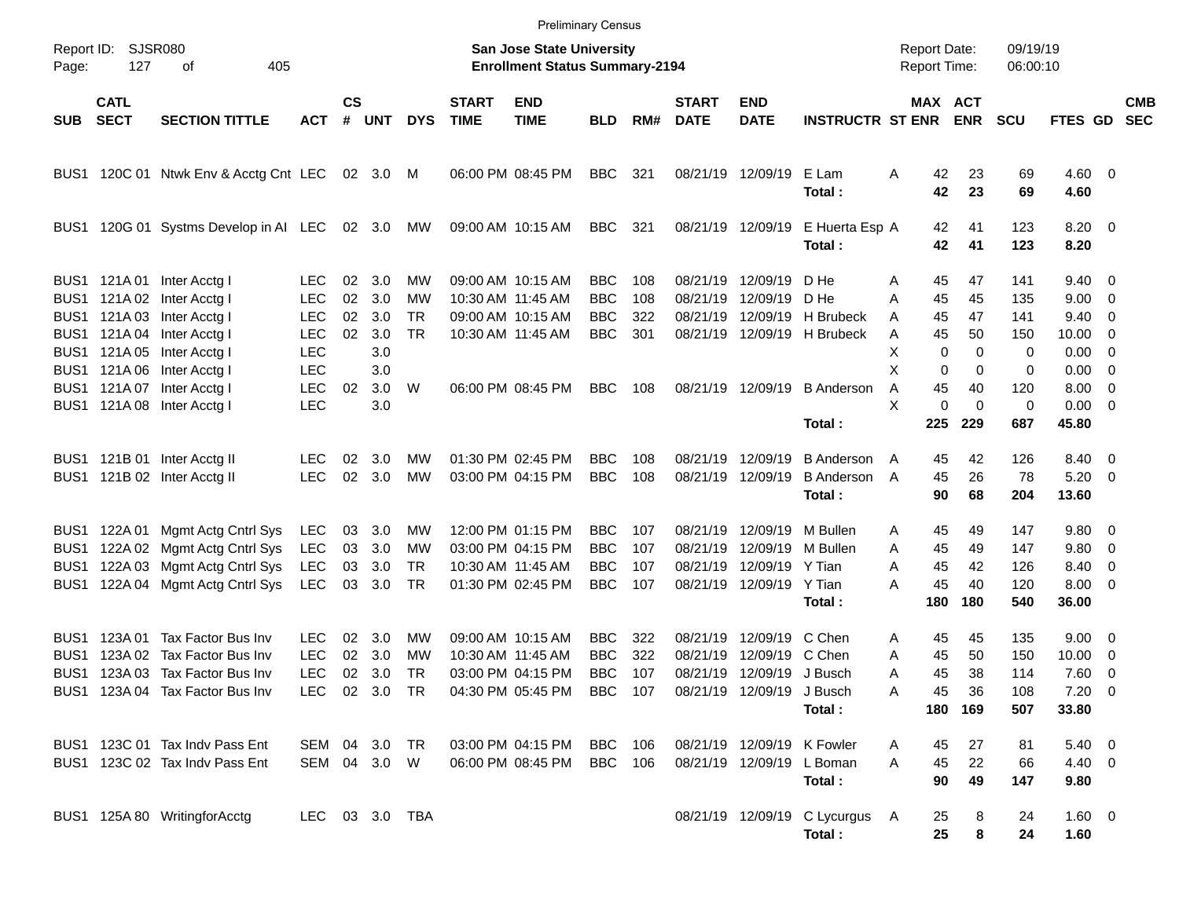Preliminary Census

Report ID: SJSR080 &nbsp;&nbsp; **San Jose State University** &nbsp;&nbsp; Report Date: 09/19/19

**Enrollment Status Summary-2194** &nbsp;&nbsp; Report Time: 06:00:10

| SUB | CATL SECT | SECTION TITTLE | ACT | CS # | UNT | DYS | START TIME | END TIME | BLD | RM# | START DATE | END DATE | INSTRUCTR | ST | MAX ENR | ACT ENR | SCU | FTES | GD | CMB SEC |
|---|---|---|---|---|---|---|---|---|---|---|---|---|---|---|---|---|---|---|---|---|
| BUS1 | 120C 01 | Ntwk Env & Acctg Cnt | LEC | 02 | 3.0 | M | 06:00 PM | 08:45 PM | BBC | 321 | 08/21/19 | 12/09/19 | E Lam | A | 42 | 23 | 69 | 4.60 | 0 | |
| | | | | | | | | | | | | | **Total :** | | **42** | **23** | **69** | **4.60** | | |
| BUS1 | 120G 01 | Systms Develop in AI | LEC | 02 | 3.0 | MW | 09:00 AM | 10:15 AM | BBC | 321 | 08/21/19 | 12/09/19 | E Huerta Esp | A | 42 | 41 | 123 | 8.20 | 0 | |
| | | | | | | | | | | | | | **Total :** | | **42** | **41** | **123** | **8.20** | | |
| BUS1 | 121A 01 | Inter Acctg I | LEC | 02 | 3.0 | MW | 09:00 AM | 10:15 AM | BBC | 108 | 08/21/19 | 12/09/19 | D He | A | 45 | 47 | 141 | 9.40 | 0 | |
| BUS1 | 121A 02 | Inter Acctg I | LEC | 02 | 3.0 | MW | 10:30 AM | 11:45 AM | BBC | 108 | 08/21/19 | 12/09/19 | D He | A | 45 | 45 | 135 | 9.00 | 0 | |
| BUS1 | 121A 03 | Inter Acctg I | LEC | 02 | 3.0 | TR | 09:00 AM | 10:15 AM | BBC | 322 | 08/21/19 | 12/09/19 | H Brubeck | A | 45 | 47 | 141 | 9.40 | 0 | |
| BUS1 | 121A 04 | Inter Acctg I | LEC | 02 | 3.0 | TR | 10:30 AM | 11:45 AM | BBC | 301 | 08/21/19 | 12/09/19 | H Brubeck | A | 45 | 50 | 150 | 10.00 | 0 | |
| BUS1 | 121A 05 | Inter Acctg I | LEC | | 3.0 | | | | | | | | | X | 0 | 0 | 0 | 0.00 | 0 | |
| BUS1 | 121A 06 | Inter Acctg I | LEC | | 3.0 | | | | | | | | | X | 0 | 0 | 0 | 0.00 | 0 | |
| BUS1 | 121A 07 | Inter Acctg I | LEC | 02 | 3.0 | W | 06:00 PM | 08:45 PM | BBC | 108 | 08/21/19 | 12/09/19 | B Anderson | A | 45 | 40 | 120 | 8.00 | 0 | |
| BUS1 | 121A 08 | Inter Acctg I | LEC | | 3.0 | | | | | | | | | X | 0 | 0 | 0 | 0.00 | 0 | |
| | | | | | | | | | | | | | **Total :** | | **225** | **229** | **687** | **45.80** | | |
| BUS1 | 121B 01 | Inter Acctg II | LEC | 02 | 3.0 | MW | 01:30 PM | 02:45 PM | BBC | 108 | 08/21/19 | 12/09/19 | B Anderson | A | 45 | 42 | 126 | 8.40 | 0 | |
| BUS1 | 121B 02 | Inter Acctg II | LEC | 02 | 3.0 | MW | 03:00 PM | 04:15 PM | BBC | 108 | 08/21/19 | 12/09/19 | B Anderson | A | 45 | 26 | 78 | 5.20 | 0 | |
| | | | | | | | | | | | | | **Total :** | | **90** | **68** | **204** | **13.60** | | |
| BUS1 | 122A 01 | Mgmt Actg Cntrl Sys | LEC | 03 | 3.0 | MW | 12:00 PM | 01:15 PM | BBC | 107 | 08/21/19 | 12/09/19 | M Bullen | A | 45 | 49 | 147 | 9.80 | 0 | |
| BUS1 | 122A 02 | Mgmt Actg Cntrl Sys | LEC | 03 | 3.0 | MW | 03:00 PM | 04:15 PM | BBC | 107 | 08/21/19 | 12/09/19 | M Bullen | A | 45 | 49 | 147 | 9.80 | 0 | |
| BUS1 | 122A 03 | Mgmt Actg Cntrl Sys | LEC | 03 | 3.0 | TR | 10:30 AM | 11:45 AM | BBC | 107 | 08/21/19 | 12/09/19 | Y Tian | A | 45 | 42 | 126 | 8.40 | 0 | |
| BUS1 | 122A 04 | Mgmt Actg Cntrl Sys | LEC | 03 | 3.0 | TR | 01:30 PM | 02:45 PM | BBC | 107 | 08/21/19 | 12/09/19 | Y Tian | A | 45 | 40 | 120 | 8.00 | 0 | |
| | | | | | | | | | | | | | **Total :** | | **180** | **180** | **540** | **36.00** | | |
| BUS1 | 123A 01 | Tax Factor Bus Inv | LEC | 02 | 3.0 | MW | 09:00 AM | 10:15 AM | BBC | 322 | 08/21/19 | 12/09/19 | C Chen | A | 45 | 45 | 135 | 9.00 | 0 | |
| BUS1 | 123A 02 | Tax Factor Bus Inv | LEC | 02 | 3.0 | MW | 10:30 AM | 11:45 AM | BBC | 322 | 08/21/19 | 12/09/19 | C Chen | A | 45 | 50 | 150 | 10.00 | 0 | |
| BUS1 | 123A 03 | Tax Factor Bus Inv | LEC | 02 | 3.0 | TR | 03:00 PM | 04:15 PM | BBC | 107 | 08/21/19 | 12/09/19 | J Busch | A | 45 | 38 | 114 | 7.60 | 0 | |
| BUS1 | 123A 04 | Tax Factor Bus Inv | LEC | 02 | 3.0 | TR | 04:30 PM | 05:45 PM | BBC | 107 | 08/21/19 | 12/09/19 | J Busch | A | 45 | 36 | 108 | 7.20 | 0 | |
| | | | | | | | | | | | | | **Total :** | | **180** | **169** | **507** | **33.80** | | |
| BUS1 | 123C 01 | Tax Indv Pass Ent | SEM | 04 | 3.0 | TR | 03:00 PM | 04:15 PM | BBC | 106 | 08/21/19 | 12/09/19 | K Fowler | A | 45 | 27 | 81 | 5.40 | 0 | |
| BUS1 | 123C 02 | Tax Indv Pass Ent | SEM | 04 | 3.0 | W | 06:00 PM | 08:45 PM | BBC | 106 | 08/21/19 | 12/09/19 | L Boman | A | 45 | 22 | 66 | 4.40 | 0 | |
| | | | | | | | | | | | | | **Total :** | | **90** | **49** | **147** | **9.80** | | |
| BUS1 | 125A 80 | WritingforAcctg | LEC | 03 | 3.0 | TBA | | | | | 08/21/19 | 12/09/19 | C Lycurgus | A | 25 | 8 | 24 | 1.60 | 0 | |
| | | | | | | | | | | | | | **Total :** | | **25** | **8** | **24** | **1.60** | | |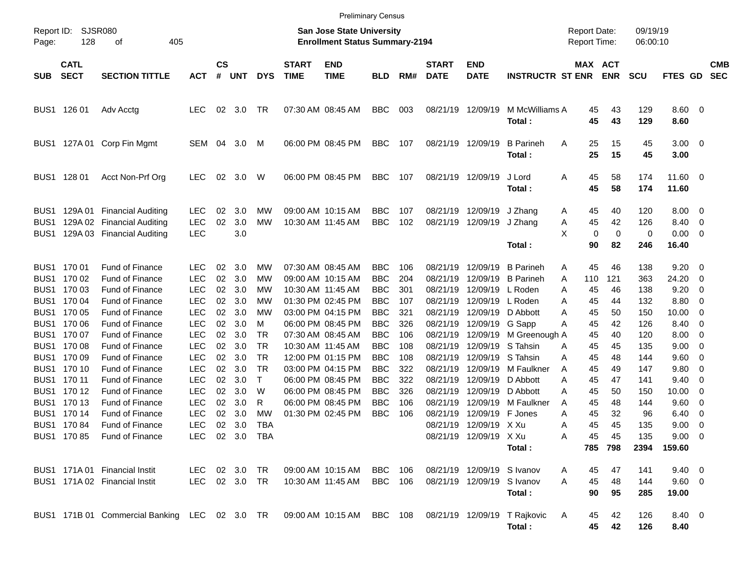Preliminary Census

Report ID: SJSR080
Page: 128 of 405

**San Jose State University**
**Enrollment Status Summary-2194**

Report Date: 09/19/19
Report Time: 06:00:10

| SUB | CATL SECT | SECTION TITTLE | ACT | CS # | UNT | DYS | START TIME | END TIME | BLD | RM# | START DATE | END DATE | INSTRUCTR | ST | MAX ENR | ACT ENR | SCU | FTES | GD | CMB SEC |
|---|---|---|---|---|---|---|---|---|---|---|---|---|---|---|---|---|---|---|---|---|
| BUS1 | 126 01 | Adv Acctg | LEC | 02 | 3.0 | TR | 07:30 AM | 08:45 AM | BBC | 003 | 08/21/19 | 12/09/19 | M McWilliams | A | 45 | 43 | 129 | 8.60 | 0 | |
| | | | | | | | | | | | | | **Total :** | | **45** | **43** | **129** | **8.60** | | |
| BUS1 | 127A 01 | Corp Fin Mgmt | SEM | 04 | 3.0 | M | 06:00 PM | 08:45 PM | BBC | 107 | 08/21/19 | 12/09/19 | B Parineh | A | 25 | 15 | 45 | 3.00 | 0 | |
| | | | | | | | | | | | | | **Total :** | | **25** | **15** | **45** | **3.00** | | |
| BUS1 | 128 01 | Acct Non-Prf Org | LEC | 02 | 3.0 | W | 06:00 PM | 08:45 PM | BBC | 107 | 08/21/19 | 12/09/19 | J Lord | A | 45 | 58 | 174 | 11.60 | 0 | |
| | | | | | | | | | | | | | **Total :** | | **45** | **58** | **174** | **11.60** | | |
| BUS1 | 129A 01 | Financial Auditing | LEC | 02 | 3.0 | MW | 09:00 AM | 10:15 AM | BBC | 107 | 08/21/19 | 12/09/19 | J Zhang | A | 45 | 40 | 120 | 8.00 | 0 | |
| BUS1 | 129A 02 | Financial Auditing | LEC | 02 | 3.0 | MW | 10:30 AM | 11:45 AM | BBC | 102 | 08/21/19 | 12/09/19 | J Zhang | A | 45 | 42 | 126 | 8.40 | 0 | |
| BUS1 | 129A 03 | Financial Auditing | LEC | | 3.0 | | | | | | | | | X | 0 | 0 | 0 | 0.00 | 0 | |
| | | | | | | | | | | | | | **Total :** | | **90** | **82** | **246** | **16.40** | | |
| BUS1 | 170 01 | Fund of Finance | LEC | 02 | 3.0 | MW | 07:30 AM | 08:45 AM | BBC | 106 | 08/21/19 | 12/09/19 | B Parineh | A | 45 | 46 | 138 | 9.20 | 0 | |
| BUS1 | 170 02 | Fund of Finance | LEC | 02 | 3.0 | MW | 09:00 AM | 10:15 AM | BBC | 204 | 08/21/19 | 12/09/19 | B Parineh | A | 110 | 121 | 363 | 24.20 | 0 | |
| BUS1 | 170 03 | Fund of Finance | LEC | 02 | 3.0 | MW | 10:30 AM | 11:45 AM | BBC | 301 | 08/21/19 | 12/09/19 | L Roden | A | 45 | 46 | 138 | 9.20 | 0 | |
| BUS1 | 170 04 | Fund of Finance | LEC | 02 | 3.0 | MW | 01:30 PM | 02:45 PM | BBC | 107 | 08/21/19 | 12/09/19 | L Roden | A | 45 | 44 | 132 | 8.80 | 0 | |
| BUS1 | 170 05 | Fund of Finance | LEC | 02 | 3.0 | MW | 03:00 PM | 04:15 PM | BBC | 321 | 08/21/19 | 12/09/19 | D Abbott | A | 45 | 50 | 150 | 10.00 | 0 | |
| BUS1 | 170 06 | Fund of Finance | LEC | 02 | 3.0 | M | 06:00 PM | 08:45 PM | BBC | 326 | 08/21/19 | 12/09/19 | G Sapp | A | 45 | 42 | 126 | 8.40 | 0 | |
| BUS1 | 170 07 | Fund of Finance | LEC | 02 | 3.0 | TR | 07:30 AM | 08:45 AM | BBC | 106 | 08/21/19 | 12/09/19 | M Greenough | A | 45 | 40 | 120 | 8.00 | 0 | |
| BUS1 | 170 08 | Fund of Finance | LEC | 02 | 3.0 | TR | 10:30 AM | 11:45 AM | BBC | 108 | 08/21/19 | 12/09/19 | S Tahsin | A | 45 | 45 | 135 | 9.00 | 0 | |
| BUS1 | 170 09 | Fund of Finance | LEC | 02 | 3.0 | TR | 12:00 PM | 01:15 PM | BBC | 108 | 08/21/19 | 12/09/19 | S Tahsin | A | 45 | 48 | 144 | 9.60 | 0 | |
| BUS1 | 170 10 | Fund of Finance | LEC | 02 | 3.0 | TR | 03:00 PM | 04:15 PM | BBC | 322 | 08/21/19 | 12/09/19 | M Faulkner | A | 45 | 49 | 147 | 9.80 | 0 | |
| BUS1 | 170 11 | Fund of Finance | LEC | 02 | 3.0 | T | 06:00 PM | 08:45 PM | BBC | 322 | 08/21/19 | 12/09/19 | D Abbott | A | 45 | 47 | 141 | 9.40 | 0 | |
| BUS1 | 170 12 | Fund of Finance | LEC | 02 | 3.0 | W | 06:00 PM | 08:45 PM | BBC | 326 | 08/21/19 | 12/09/19 | D Abbott | A | 45 | 50 | 150 | 10.00 | 0 | |
| BUS1 | 170 13 | Fund of Finance | LEC | 02 | 3.0 | R | 06:00 PM | 08:45 PM | BBC | 106 | 08/21/19 | 12/09/19 | M Faulkner | A | 45 | 48 | 144 | 9.60 | 0 | |
| BUS1 | 170 14 | Fund of Finance | LEC | 02 | 3.0 | MW | 01:30 PM | 02:45 PM | BBC | 106 | 08/21/19 | 12/09/19 | F Jones | A | 45 | 32 | 96 | 6.40 | 0 | |
| BUS1 | 170 84 | Fund of Finance | LEC | 02 | 3.0 | TBA | | | | | 08/21/19 | 12/09/19 | X Xu | A | 45 | 45 | 135 | 9.00 | 0 | |
| BUS1 | 170 85 | Fund of Finance | LEC | 02 | 3.0 | TBA | | | | | 08/21/19 | 12/09/19 | X Xu | A | 45 | 45 | 135 | 9.00 | 0 | |
| | | | | | | | | | | | | | **Total :** | | **785** | **798** | **2394** | **159.60** | | |
| BUS1 | 171A 01 | Financial Instit | LEC | 02 | 3.0 | TR | 09:00 AM | 10:15 AM | BBC | 106 | 08/21/19 | 12/09/19 | S Ivanov | A | 45 | 47 | 141 | 9.40 | 0 | |
| BUS1 | 171A 02 | Financial Instit | LEC | 02 | 3.0 | TR | 10:30 AM | 11:45 AM | BBC | 106 | 08/21/19 | 12/09/19 | S Ivanov | A | 45 | 48 | 144 | 9.60 | 0 | |
| | | | | | | | | | | | | | **Total :** | | **90** | **95** | **285** | **19.00** | | |
| BUS1 | 171B 01 | Commercial Banking | LEC | 02 | 3.0 | TR | 09:00 AM | 10:15 AM | BBC | 108 | 08/21/19 | 12/09/19 | T Rajkovic | A | 45 | 42 | 126 | 8.40 | 0 | |
| | | | | | | | | | | | | | **Total :** | | **45** | **42** | **126** | **8.40** | | |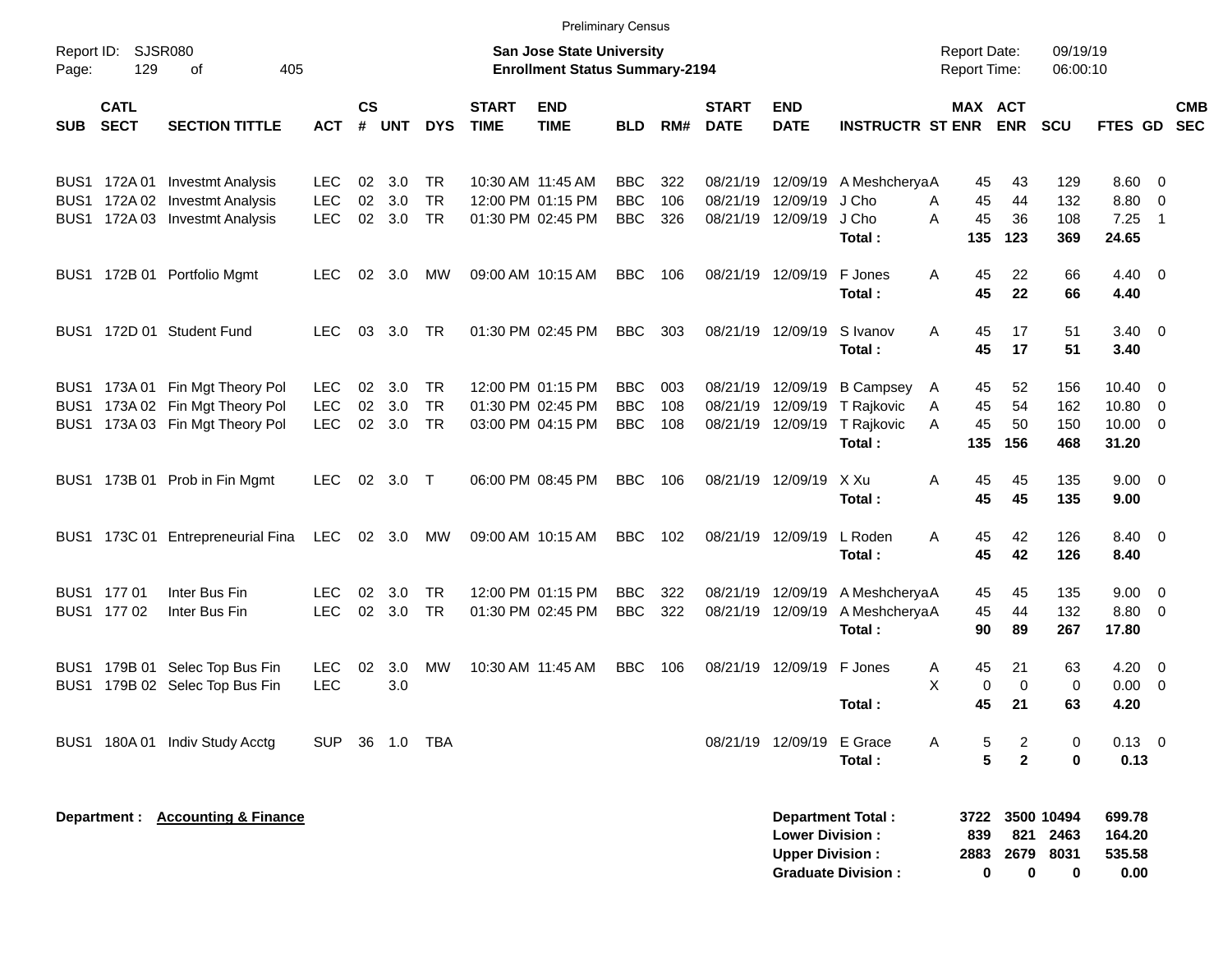Preliminary Census

Report ID: SJSR080

**San Jose State University**
**Enrollment Status Summary-2194**

Report Date: 09/19/19
Report Time: 06:00:10

| SUB | CATL SECT | SECTION TITTLE | ACT | CS # | UNT | DYS | START TIME | END TIME | BLD | RM# | START DATE | END DATE | INSTRUCTR | ST | MAX ENR | ACT ENR | SCU | FTES | GD | CMB SEC |
|---|---|---|---|---|---|---|---|---|---|---|---|---|---|---|---|---|---|---|---|---|
| BUS1 | 172A 01 | Investmt Analysis | LEC | 02 | 3.0 | TR | 10:30 AM | 11:45 AM | BBC | 322 | 08/21/19 | 12/09/19 | A Meshcherya | A | 45 | 43 | 129 | 8.60 | 0 | |
| BUS1 | 172A 02 | Investmt Analysis | LEC | 02 | 3.0 | TR | 12:00 PM | 01:15 PM | BBC | 106 | 08/21/19 | 12/09/19 | J Cho | A | 45 | 44 | 132 | 8.80 | 0 | |
| BUS1 | 172A 03 | Investmt Analysis | LEC | 02 | 3.0 | TR | 01:30 PM | 02:45 PM | BBC | 326 | 08/21/19 | 12/09/19 | J Cho | A | 45 | 36 | 108 | 7.25 | 1 | |
| | | | | | | | | | | | | | **Total :** | | **135** | **123** | **369** | **24.65** | | |
| BUS1 | 172B 01 | Portfolio Mgmt | LEC | 02 | 3.0 | MW | 09:00 AM | 10:15 AM | BBC | 106 | 08/21/19 | 12/09/19 | F Jones | A | 45 | 22 | 66 | 4.40 | 0 | |
| | | | | | | | | | | | | | **Total :** | | **45** | **22** | **66** | **4.40** | | |
| BUS1 | 172D 01 | Student Fund | LEC | 03 | 3.0 | TR | 01:30 PM | 02:45 PM | BBC | 303 | 08/21/19 | 12/09/19 | S Ivanov | A | 45 | 17 | 51 | 3.40 | 0 | |
| | | | | | | | | | | | | | **Total :** | | **45** | **17** | **51** | **3.40** | | |
| BUS1 | 173A 01 | Fin Mgt Theory Pol | LEC | 02 | 3.0 | TR | 12:00 PM | 01:15 PM | BBC | 003 | 08/21/19 | 12/09/19 | B Campsey | A | 45 | 52 | 156 | 10.40 | 0 | |
| BUS1 | 173A 02 | Fin Mgt Theory Pol | LEC | 02 | 3.0 | TR | 01:30 PM | 02:45 PM | BBC | 108 | 08/21/19 | 12/09/19 | T Rajkovic | A | 45 | 54 | 162 | 10.80 | 0 | |
| BUS1 | 173A 03 | Fin Mgt Theory Pol | LEC | 02 | 3.0 | TR | 03:00 PM | 04:15 PM | BBC | 108 | 08/21/19 | 12/09/19 | T Rajkovic | A | 45 | 50 | 150 | 10.00 | 0 | |
| | | | | | | | | | | | | | **Total :** | | **135** | **156** | **468** | **31.20** | | |
| BUS1 | 173B 01 | Prob in Fin Mgmt | LEC | 02 | 3.0 | T | 06:00 PM | 08:45 PM | BBC | 106 | 08/21/19 | 12/09/19 | X Xu | A | 45 | 45 | 135 | 9.00 | 0 | |
| | | | | | | | | | | | | | **Total :** | | **45** | **45** | **135** | **9.00** | | |
| BUS1 | 173C 01 | Entrepreneurial Fina | LEC | 02 | 3.0 | MW | 09:00 AM | 10:15 AM | BBC | 102 | 08/21/19 | 12/09/19 | L Roden | A | 45 | 42 | 126 | 8.40 | 0 | |
| | | | | | | | | | | | | | **Total :** | | **45** | **42** | **126** | **8.40** | | |
| BUS1 | 177 01 | Inter Bus Fin | LEC | 02 | 3.0 | TR | 12:00 PM | 01:15 PM | BBC | 322 | 08/21/19 | 12/09/19 | A Meshcherya | A | 45 | 45 | 135 | 9.00 | 0 | |
| BUS1 | 177 02 | Inter Bus Fin | LEC | 02 | 3.0 | TR | 01:30 PM | 02:45 PM | BBC | 322 | 08/21/19 | 12/09/19 | A Meshcherya | A | 45 | 44 | 132 | 8.80 | 0 | |
| | | | | | | | | | | | | | **Total :** | | **90** | **89** | **267** | **17.80** | | |
| BUS1 | 179B 01 | Selec Top Bus Fin | LEC | 02 | 3.0 | MW | 10:30 AM | 11:45 AM | BBC | 106 | 08/21/19 | 12/09/19 | F Jones | A | 45 | 21 | 63 | 4.20 | 0 | |
| BUS1 | 179B 02 | Selec Top Bus Fin | LEC | | 3.0 | | | | | | | | | X | 0 | 0 | 0 | 0.00 | 0 | |
| | | | | | | | | | | | | | **Total :** | | **45** | **21** | **63** | **4.20** | | |
| BUS1 | 180A 01 | Indiv Study Acctg | SUP | 36 | 1.0 | TBA | | | | | 08/21/19 | 12/09/19 | E Grace | A | 5 | 2 | 0 | 0.13 | 0 | |
| | | | | | | | | | | | | | **Total :** | | **5** | **2** | **0** | **0.13** | | |

**Department : Accounting & Finance**

| | MAX ENR | ACT ENR | SCU | FTES |
|---|---|---|---|---|
| **Department Total :** | **3722** | **3500** | **10494** | **699.78** |
| **Lower Division :** | **839** | **821** | **2463** | **164.20** |
| **Upper Division :** | **2883** | **2679** | **8031** | **535.58** |
| **Graduate Division :** | **0** | **0** | **0** | **0.00** |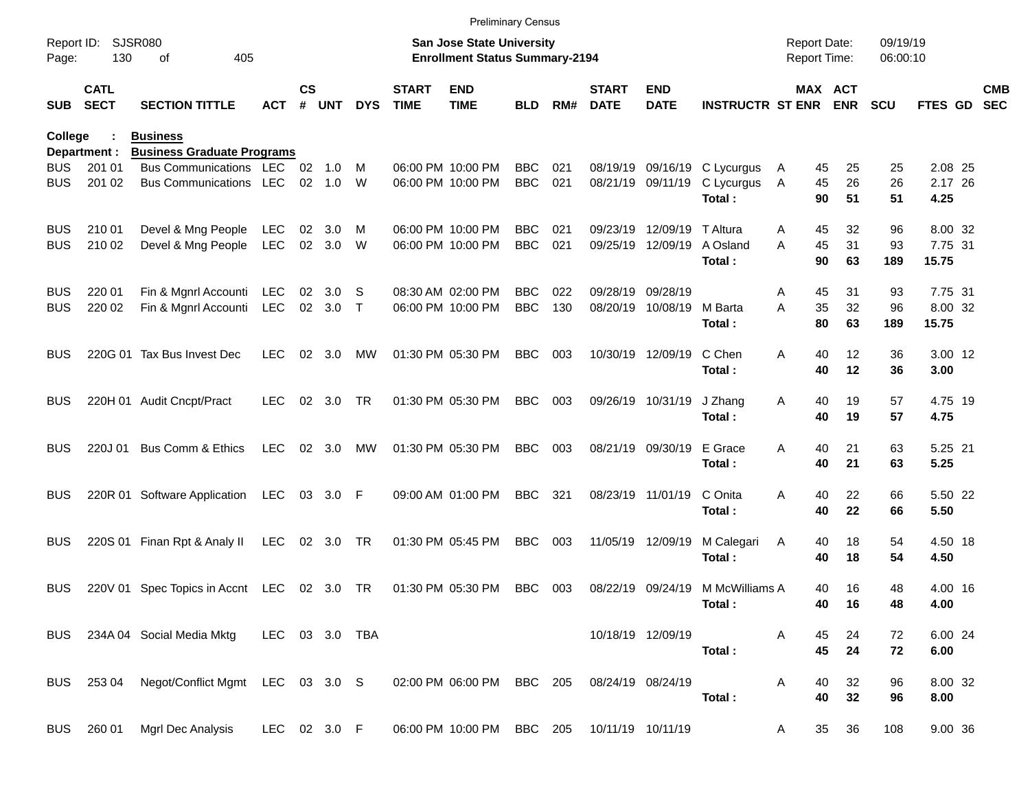Preliminary Census

Report ID: SJSR080
Page: 130 of 405

**San Jose State University**
**Enrollment Status Summary-2194**

Report Date: 09/19/19
Report Time: 06:00:10

**College : Business**
**Department : Business Graduate Programs**

| SUB | CATL SECT | SECTION TITTLE | ACT | CS # | UNT | DYS | START TIME | END TIME | BLD | RM# | START DATE | END DATE | INSTRUCTR | ST | MAX ENR | ACT ENR | SCU | FTES | GD | CMB SEC |
|---|---|---|---|---|---|---|---|---|---|---|---|---|---|---|---|---|---|---|---|---|
| BUS | 201 01 | Bus Communications | LEC | 02 | 1.0 | M | 06:00 PM | 10:00 PM | BBC | 021 | 08/19/19 | 09/16/19 | C Lycurgus | A | 45 | 25 | 25 | 2.08 | 25 | |
| BUS | 201 02 | Bus Communications | LEC | 02 | 1.0 | W | 06:00 PM | 10:00 PM | BBC | 021 | 08/21/19 | 09/11/19 | C Lycurgus | A | 45 | 26 | 26 | 2.17 | 26 | |
| | | | | | | | | | | | | | **Total :** | | **90** | **51** | **51** | **4.25** | | |
| BUS | 210 01 | Devel & Mng People | LEC | 02 | 3.0 | M | 06:00 PM | 10:00 PM | BBC | 021 | 09/23/19 | 12/09/19 | T Altura | A | 45 | 32 | 96 | 8.00 | 32 | |
| BUS | 210 02 | Devel & Mng People | LEC | 02 | 3.0 | W | 06:00 PM | 10:00 PM | BBC | 021 | 09/25/19 | 12/09/19 | A Osland | A | 45 | 31 | 93 | 7.75 | 31 | |
| | | | | | | | | | | | | | **Total :** | | **90** | **63** | **189** | **15.75** | | |
| BUS | 220 01 | Fin & Mgnrl Accounti | LEC | 02 | 3.0 | S | 08:30 AM | 02:00 PM | BBC | 022 | 09/28/19 | 09/28/19 | | A | 45 | 31 | 93 | 7.75 | 31 | |
| BUS | 220 02 | Fin & Mgnrl Accounti | LEC | 02 | 3.0 | T | 06:00 PM | 10:00 PM | BBC | 130 | 08/20/19 | 10/08/19 | M Barta | A | 35 | 32 | 96 | 8.00 | 32 | |
| | | | | | | | | | | | | | **Total :** | | **80** | **63** | **189** | **15.75** | | |
| BUS | 220G 01 | Tax Bus Invest Dec | LEC | 02 | 3.0 | MW | 01:30 PM | 05:30 PM | BBC | 003 | 10/30/19 | 12/09/19 | C Chen | A | 40 | 12 | 36 | 3.00 | 12 | |
| | | | | | | | | | | | | | **Total :** | | **40** | **12** | **36** | **3.00** | | |
| BUS | 220H 01 | Audit Cncpt/Pract | LEC | 02 | 3.0 | TR | 01:30 PM | 05:30 PM | BBC | 003 | 09/26/19 | 10/31/19 | J Zhang | A | 40 | 19 | 57 | 4.75 | 19 | |
| | | | | | | | | | | | | | **Total :** | | **40** | **19** | **57** | **4.75** | | |
| BUS | 220J 01 | Bus Comm & Ethics | LEC | 02 | 3.0 | MW | 01:30 PM | 05:30 PM | BBC | 003 | 08/21/19 | 09/30/19 | E Grace | A | 40 | 21 | 63 | 5.25 | 21 | |
| | | | | | | | | | | | | | **Total :** | | **40** | **21** | **63** | **5.25** | | |
| BUS | 220R 01 | Software Application | LEC | 03 | 3.0 | F | 09:00 AM | 01:00 PM | BBC | 321 | 08/23/19 | 11/01/19 | C Onita | A | 40 | 22 | 66 | 5.50 | 22 | |
| | | | | | | | | | | | | | **Total :** | | **40** | **22** | **66** | **5.50** | | |
| BUS | 220S 01 | Finan Rpt & Analy II | LEC | 02 | 3.0 | TR | 01:30 PM | 05:45 PM | BBC | 003 | 11/05/19 | 12/09/19 | M Calegari | A | 40 | 18 | 54 | 4.50 | 18 | |
| | | | | | | | | | | | | | **Total :** | | **40** | **18** | **54** | **4.50** | | |
| BUS | 220V 01 | Spec Topics in Accnt | LEC | 02 | 3.0 | TR | 01:30 PM | 05:30 PM | BBC | 003 | 08/22/19 | 09/24/19 | M McWilliams | A | 40 | 16 | 48 | 4.00 | 16 | |
| | | | | | | | | | | | | | **Total :** | | **40** | **16** | **48** | **4.00** | | |
| BUS | 234A 04 | Social Media Mktg | LEC | 03 | 3.0 | TBA | | | | | 10/18/19 | 12/09/19 | | A | 45 | 24 | 72 | 6.00 | 24 | |
| | | | | | | | | | | | | | **Total :** | | **45** | **24** | **72** | **6.00** | | |
| BUS | 253 04 | Negot/Conflict Mgmt | LEC | 03 | 3.0 | S | 02:00 PM | 06:00 PM | BBC | 205 | 08/24/19 | 08/24/19 | | A | 40 | 32 | 96 | 8.00 | 32 | |
| | | | | | | | | | | | | | **Total :** | | **40** | **32** | **96** | **8.00** | | |
| BUS | 260 01 | Mgrl Dec Analysis | LEC | 02 | 3.0 | F | 06:00 PM | 10:00 PM | BBC | 205 | 10/11/19 | 10/11/19 | | A | 35 | 36 | 108 | 9.00 | 36 | |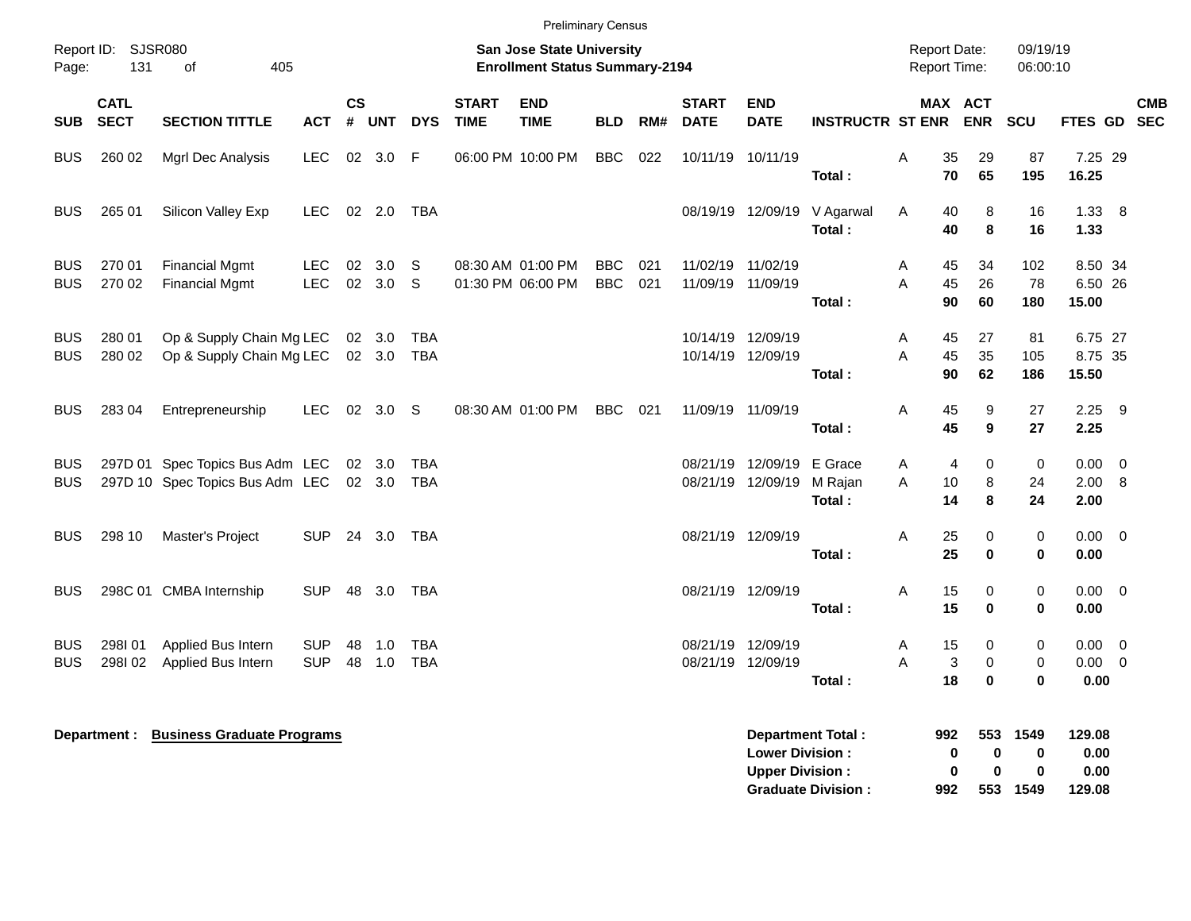Preliminary Census

Report ID: SJSR080
Page: 131 of 405

**San Jose State University**
**Enrollment Status Summary-2194**

Report Date: 09/19/19
Report Time: 06:00:10

| SUB | CATL SECT | SECTION TITTLE | ACT | CS # | UNT | DYS | START TIME | END TIME | BLD | RM# | START DATE | END DATE | INSTRUCTR | ST | MAX ENR | ACT ENR | SCU | FTES | GD | CMB SEC |
|---|---|---|---|---|---|---|---|---|---|---|---|---|---|---|---|---|---|---|---|---|
| BUS | 260 02 | Mgrl Dec Analysis | LEC | 02 | 3.0 | F | 06:00 PM | 10:00 PM | BBC | 022 | 10/11/19 | 10/11/19 | | A | 35 | 29 | 87 | 7.25 | 29 | |
| | | | | | | | | | | | | | **Total :** | | **70** | **65** | **195** | **16.25** | | |
| BUS | 265 01 | Silicon Valley Exp | LEC | 02 | 2.0 | TBA | | | | | 08/19/19 | 12/09/19 | V Agarwal | A | 40 | 8 | 16 | 1.33 | 8 | |
| | | | | | | | | | | | | | **Total :** | | **40** | **8** | **16** | **1.33** | | |
| BUS | 270 01 | Financial Mgmt | LEC | 02 | 3.0 | S | 08:30 AM | 01:00 PM | BBC | 021 | 11/02/19 | 11/02/19 | | A | 45 | 34 | 102 | 8.50 | 34 | |
| BUS | 270 02 | Financial Mgmt | LEC | 02 | 3.0 | S | 01:30 PM | 06:00 PM | BBC | 021 | 11/09/19 | 11/09/19 | | A | 45 | 26 | 78 | 6.50 | 26 | |
| | | | | | | | | | | | | | **Total :** | | **90** | **60** | **180** | **15.00** | | |
| BUS | 280 01 | Op & Supply Chain Mg | LEC | 02 | 3.0 | TBA | | | | | 10/14/19 | 12/09/19 | | A | 45 | 27 | 81 | 6.75 | 27 | |
| BUS | 280 02 | Op & Supply Chain Mg | LEC | 02 | 3.0 | TBA | | | | | 10/14/19 | 12/09/19 | | A | 45 | 35 | 105 | 8.75 | 35 | |
| | | | | | | | | | | | | | **Total :** | | **90** | **62** | **186** | **15.50** | | |
| BUS | 283 04 | Entrepreneurship | LEC | 02 | 3.0 | S | 08:30 AM | 01:00 PM | BBC | 021 | 11/09/19 | 11/09/19 | | A | 45 | 9 | 27 | 2.25 | 9 | |
| | | | | | | | | | | | | | **Total :** | | **45** | **9** | **27** | **2.25** | | |
| BUS | 297D 01 | Spec Topics Bus Adm | LEC | 02 | 3.0 | TBA | | | | | 08/21/19 | 12/09/19 | E Grace | A | 4 | 0 | 0 | 0.00 | 0 | |
| BUS | 297D 10 | Spec Topics Bus Adm | LEC | 02 | 3.0 | TBA | | | | | 08/21/19 | 12/09/19 | M Rajan | A | 10 | 8 | 24 | 2.00 | 8 | |
| | | | | | | | | | | | | | **Total :** | | **14** | **8** | **24** | **2.00** | | |
| BUS | 298 10 | Master's Project | SUP | 24 | 3.0 | TBA | | | | | 08/21/19 | 12/09/19 | | A | 25 | 0 | 0 | 0.00 | 0 | |
| | | | | | | | | | | | | | **Total :** | | **25** | **0** | **0** | **0.00** | | |
| BUS | 298C 01 | CMBA Internship | SUP | 48 | 3.0 | TBA | | | | | 08/21/19 | 12/09/19 | | A | 15 | 0 | 0 | 0.00 | 0 | |
| | | | | | | | | | | | | | **Total :** | | **15** | **0** | **0** | **0.00** | | |
| BUS | 298I 01 | Applied Bus Intern | SUP | 48 | 1.0 | TBA | | | | | 08/21/19 | 12/09/19 | | A | 15 | 0 | 0 | 0.00 | 0 | |
| BUS | 298I 02 | Applied Bus Intern | SUP | 48 | 1.0 | TBA | | | | | 08/21/19 | 12/09/19 | | A | 3 | 0 | 0 | 0.00 | 0 | |
| | | | | | | | | | | | | | **Total :** | | **18** | **0** | **0** | **0.00** | | |

**Department : Business Graduate Programs**

| | MAX ENR | ACT ENR | SCU | FTES |
|---|---|---|---|---|
| **Department Total :** | **992** | **553** | **1549** | **129.08** |
| **Lower Division :** | **0** | **0** | **0** | **0.00** |
| **Upper Division :** | **0** | **0** | **0** | **0.00** |
| **Graduate Division :** | **992** | **553** | **1549** | **129.08** |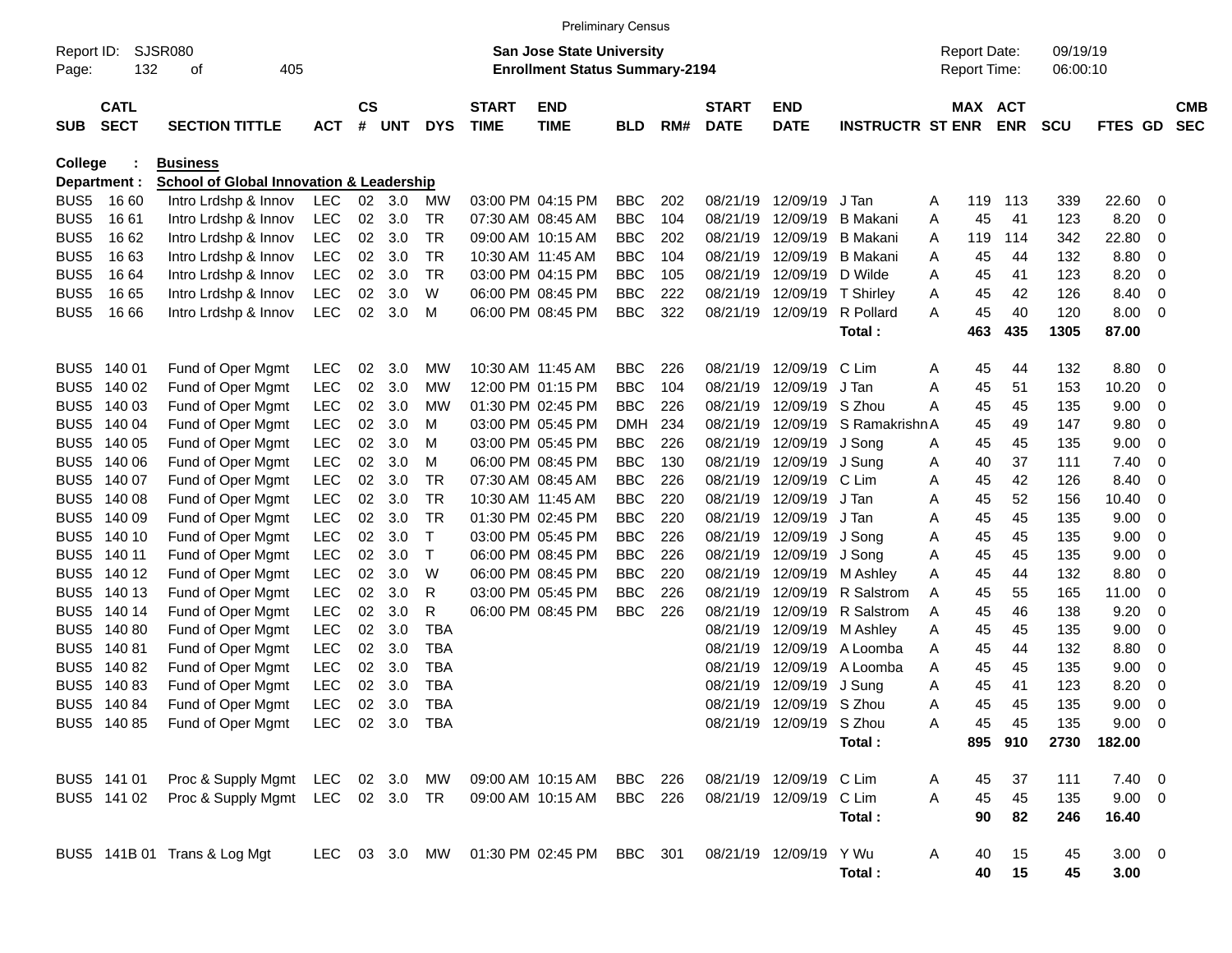Preliminary Census

Report ID: SJSR080

**San Jose State University**
**Enrollment Status Summary-2194**

Report Date: 09/19/19
Report Time: 06:00:10

College : **Business**
Department : **School of Global Innovation & Leadership**

| SUB | CATL SECT | SECTION TITTLE | ACT | CS # | UNT | DYS | START TIME | END TIME | BLD | RM# | START DATE | END DATE | INSTRUCTR | ST | MAX ENR | ACT ENR | SCU | FTES | GD | CMB SEC |
|---|---|---|---|---|---|---|---|---|---|---|---|---|---|---|---|---|---|---|---|---|
| BUS5 | 16 60 | Intro Lrdshp & Innov | LEC | 02 | 3.0 | MW | 03:00 PM | 04:15 PM | BBC | 202 | 08/21/19 | 12/09/19 | J Tan | A | 119 | 113 | 339 | 22.60 | 0 | |
| BUS5 | 16 61 | Intro Lrdshp & Innov | LEC | 02 | 3.0 | TR | 07:30 AM | 08:45 AM | BBC | 104 | 08/21/19 | 12/09/19 | B Makani | A | 45 | 41 | 123 | 8.20 | 0 | |
| BUS5 | 16 62 | Intro Lrdshp & Innov | LEC | 02 | 3.0 | TR | 09:00 AM | 10:15 AM | BBC | 202 | 08/21/19 | 12/09/19 | B Makani | A | 119 | 114 | 342 | 22.80 | 0 | |
| BUS5 | 16 63 | Intro Lrdshp & Innov | LEC | 02 | 3.0 | TR | 10:30 AM | 11:45 AM | BBC | 104 | 08/21/19 | 12/09/19 | B Makani | A | 45 | 44 | 132 | 8.80 | 0 | |
| BUS5 | 16 64 | Intro Lrdshp & Innov | LEC | 02 | 3.0 | TR | 03:00 PM | 04:15 PM | BBC | 105 | 08/21/19 | 12/09/19 | D Wilde | A | 45 | 41 | 123 | 8.20 | 0 | |
| BUS5 | 16 65 | Intro Lrdshp & Innov | LEC | 02 | 3.0 | W | 06:00 PM | 08:45 PM | BBC | 222 | 08/21/19 | 12/09/19 | T Shirley | A | 45 | 42 | 126 | 8.40 | 0 | |
| BUS5 | 16 66 | Intro Lrdshp & Innov | LEC | 02 | 3.0 | M | 06:00 PM | 08:45 PM | BBC | 322 | 08/21/19 | 12/09/19 | R Pollard | A | 45 | 40 | 120 | 8.00 | 0 | |
| | | | | | | | | | | | | | **Total :** | | **463** | **435** | **1305** | **87.00** | | |
| BUS5 | 140 01 | Fund of Oper Mgmt | LEC | 02 | 3.0 | MW | 10:30 AM | 11:45 AM | BBC | 226 | 08/21/19 | 12/09/19 | C Lim | A | 45 | 44 | 132 | 8.80 | 0 | |
| BUS5 | 140 02 | Fund of Oper Mgmt | LEC | 02 | 3.0 | MW | 12:00 PM | 01:15 PM | BBC | 104 | 08/21/19 | 12/09/19 | J Tan | A | 45 | 51 | 153 | 10.20 | 0 | |
| BUS5 | 140 03 | Fund of Oper Mgmt | LEC | 02 | 3.0 | MW | 01:30 PM | 02:45 PM | BBC | 226 | 08/21/19 | 12/09/19 | S Zhou | A | 45 | 45 | 135 | 9.00 | 0 | |
| BUS5 | 140 04 | Fund of Oper Mgmt | LEC | 02 | 3.0 | M | 03:00 PM | 05:45 PM | DMH | 234 | 08/21/19 | 12/09/19 | S Ramakrishn | A | 45 | 49 | 147 | 9.80 | 0 | |
| BUS5 | 140 05 | Fund of Oper Mgmt | LEC | 02 | 3.0 | M | 03:00 PM | 05:45 PM | BBC | 226 | 08/21/19 | 12/09/19 | J Song | A | 45 | 45 | 135 | 9.00 | 0 | |
| BUS5 | 140 06 | Fund of Oper Mgmt | LEC | 02 | 3.0 | M | 06:00 PM | 08:45 PM | BBC | 130 | 08/21/19 | 12/09/19 | J Sung | A | 40 | 37 | 111 | 7.40 | 0 | |
| BUS5 | 140 07 | Fund of Oper Mgmt | LEC | 02 | 3.0 | TR | 07:30 AM | 08:45 AM | BBC | 226 | 08/21/19 | 12/09/19 | C Lim | A | 45 | 42 | 126 | 8.40 | 0 | |
| BUS5 | 140 08 | Fund of Oper Mgmt | LEC | 02 | 3.0 | TR | 10:30 AM | 11:45 AM | BBC | 220 | 08/21/19 | 12/09/19 | J Tan | A | 45 | 52 | 156 | 10.40 | 0 | |
| BUS5 | 140 09 | Fund of Oper Mgmt | LEC | 02 | 3.0 | TR | 01:30 PM | 02:45 PM | BBC | 220 | 08/21/19 | 12/09/19 | J Tan | A | 45 | 45 | 135 | 9.00 | 0 | |
| BUS5 | 140 10 | Fund of Oper Mgmt | LEC | 02 | 3.0 | T | 03:00 PM | 05:45 PM | BBC | 226 | 08/21/19 | 12/09/19 | J Song | A | 45 | 45 | 135 | 9.00 | 0 | |
| BUS5 | 140 11 | Fund of Oper Mgmt | LEC | 02 | 3.0 | T | 06:00 PM | 08:45 PM | BBC | 226 | 08/21/19 | 12/09/19 | J Song | A | 45 | 45 | 135 | 9.00 | 0 | |
| BUS5 | 140 12 | Fund of Oper Mgmt | LEC | 02 | 3.0 | W | 06:00 PM | 08:45 PM | BBC | 220 | 08/21/19 | 12/09/19 | M Ashley | A | 45 | 44 | 132 | 8.80 | 0 | |
| BUS5 | 140 13 | Fund of Oper Mgmt | LEC | 02 | 3.0 | R | 03:00 PM | 05:45 PM | BBC | 226 | 08/21/19 | 12/09/19 | R Salstrom | A | 45 | 55 | 165 | 11.00 | 0 | |
| BUS5 | 140 14 | Fund of Oper Mgmt | LEC | 02 | 3.0 | R | 06:00 PM | 08:45 PM | BBC | 226 | 08/21/19 | 12/09/19 | R Salstrom | A | 45 | 46 | 138 | 9.20 | 0 | |
| BUS5 | 140 80 | Fund of Oper Mgmt | LEC | 02 | 3.0 | TBA | | | | | 08/21/19 | 12/09/19 | M Ashley | A | 45 | 45 | 135 | 9.00 | 0 | |
| BUS5 | 140 81 | Fund of Oper Mgmt | LEC | 02 | 3.0 | TBA | | | | | 08/21/19 | 12/09/19 | A Loomba | A | 45 | 44 | 132 | 8.80 | 0 | |
| BUS5 | 140 82 | Fund of Oper Mgmt | LEC | 02 | 3.0 | TBA | | | | | 08/21/19 | 12/09/19 | A Loomba | A | 45 | 45 | 135 | 9.00 | 0 | |
| BUS5 | 140 83 | Fund of Oper Mgmt | LEC | 02 | 3.0 | TBA | | | | | 08/21/19 | 12/09/19 | J Sung | A | 45 | 41 | 123 | 8.20 | 0 | |
| BUS5 | 140 84 | Fund of Oper Mgmt | LEC | 02 | 3.0 | TBA | | | | | 08/21/19 | 12/09/19 | S Zhou | A | 45 | 45 | 135 | 9.00 | 0 | |
| BUS5 | 140 85 | Fund of Oper Mgmt | LEC | 02 | 3.0 | TBA | | | | | 08/21/19 | 12/09/19 | S Zhou | A | 45 | 45 | 135 | 9.00 | 0 | |
| | | | | | | | | | | | | | **Total :** | | **895** | **910** | **2730** | **182.00** | | |
| BUS5 | 141 01 | Proc & Supply Mgmt | LEC | 02 | 3.0 | MW | 09:00 AM | 10:15 AM | BBC | 226 | 08/21/19 | 12/09/19 | C Lim | A | 45 | 37 | 111 | 7.40 | 0 | |
| BUS5 | 141 02 | Proc & Supply Mgmt | LEC | 02 | 3.0 | TR | 09:00 AM | 10:15 AM | BBC | 226 | 08/21/19 | 12/09/19 | C Lim | A | 45 | 45 | 135 | 9.00 | 0 | |
| | | | | | | | | | | | | | **Total :** | | **90** | **82** | **246** | **16.40** | | |
| BUS5 | 141B 01 | Trans & Log Mgt | LEC | 03 | 3.0 | MW | 01:30 PM | 02:45 PM | BBC | 301 | 08/21/19 | 12/09/19 | Y Wu | A | 40 | 15 | 45 | 3.00 | 0 | |
| | | | | | | | | | | | | | **Total :** | | **40** | **15** | **45** | **3.00** | | |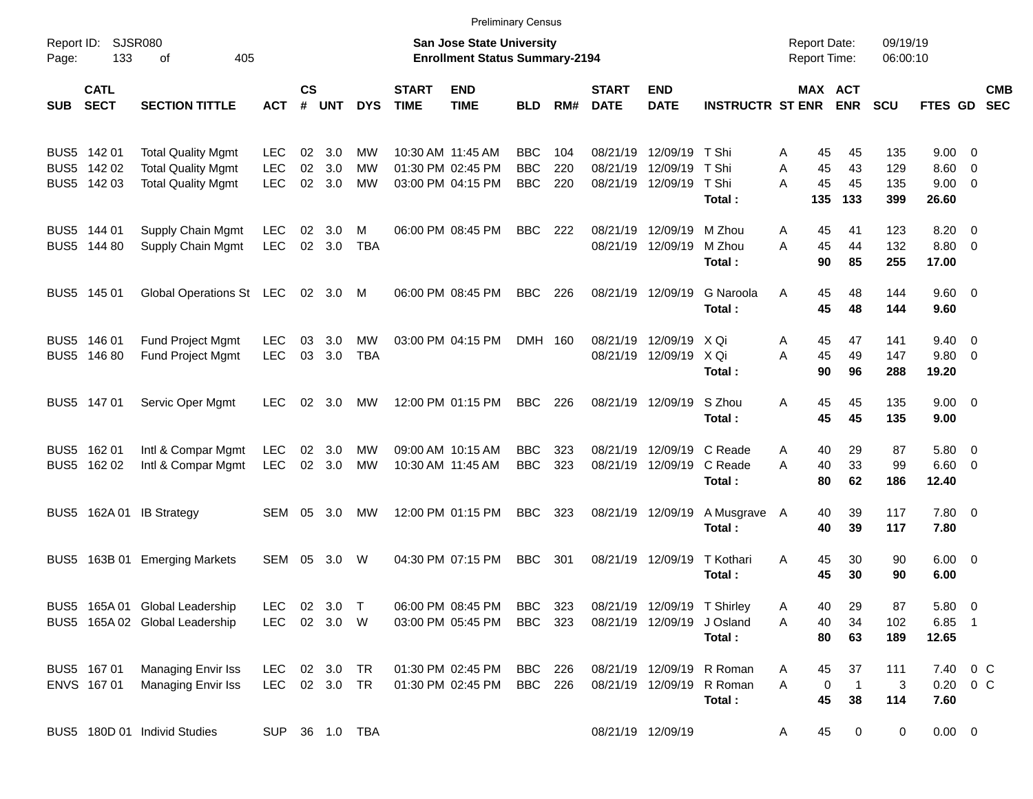Preliminary Census

Report ID: SJSR080

**San Jose State University**
**Enrollment Status Summary-2194**

Report Date: 09/19/19
Report Time: 06:00:10

| SUB | CATL SECT | SECTION TITTLE | ACT | CS # | UNT | DYS | START TIME | END TIME | BLD | RM# | START DATE | END DATE | INSTRUCTR | ST | MAX ENR | ACT ENR | SCU | FTES | GD | CMB SEC |
|---|---|---|---|---|---|---|---|---|---|---|---|---|---|---|---|---|---|---|---|---|
| BUS5 | 142 01 | Total Quality Mgmt | LEC | 02 | 3.0 | MW | 10:30 AM | 11:45 AM | BBC | 104 | 08/21/19 | 12/09/19 | T Shi | A | 45 | 45 | 135 | 9.00 | 0 | |
| BUS5 | 142 02 | Total Quality Mgmt | LEC | 02 | 3.0 | MW | 01:30 PM | 02:45 PM | BBC | 220 | 08/21/19 | 12/09/19 | T Shi | A | 45 | 43 | 129 | 8.60 | 0 | |
| BUS5 | 142 03 | Total Quality Mgmt | LEC | 02 | 3.0 | MW | 03:00 PM | 04:15 PM | BBC | 220 | 08/21/19 | 12/09/19 | T Shi | A | 45 | 45 | 135 | 9.00 | 0 | |
| | | | | | | | | | | | | | **Total :** | | **135** | **133** | **399** | **26.60** | | |
| BUS5 | 144 01 | Supply Chain Mgmt | LEC | 02 | 3.0 | M | 06:00 PM | 08:45 PM | BBC | 222 | 08/21/19 | 12/09/19 | M Zhou | A | 45 | 41 | 123 | 8.20 | 0 | |
| BUS5 | 144 80 | Supply Chain Mgmt | LEC | 02 | 3.0 | TBA | | | | | 08/21/19 | 12/09/19 | M Zhou | A | 45 | 44 | 132 | 8.80 | 0 | |
| | | | | | | | | | | | | | **Total :** | | **90** | **85** | **255** | **17.00** | | |
| BUS5 | 145 01 | Global Operations St | LEC | 02 | 3.0 | M | 06:00 PM | 08:45 PM | BBC | 226 | 08/21/19 | 12/09/19 | G Naroola | A | 45 | 48 | 144 | 9.60 | 0 | |
| | | | | | | | | | | | | | **Total :** | | **45** | **48** | **144** | **9.60** | | |
| BUS5 | 146 01 | Fund Project Mgmt | LEC | 03 | 3.0 | MW | 03:00 PM | 04:15 PM | DMH | 160 | 08/21/19 | 12/09/19 | X Qi | A | 45 | 47 | 141 | 9.40 | 0 | |
| BUS5 | 146 80 | Fund Project Mgmt | LEC | 03 | 3.0 | TBA | | | | | 08/21/19 | 12/09/19 | X Qi | A | 45 | 49 | 147 | 9.80 | 0 | |
| | | | | | | | | | | | | | **Total :** | | **90** | **96** | **288** | **19.20** | | |
| BUS5 | 147 01 | Servic Oper Mgmt | LEC | 02 | 3.0 | MW | 12:00 PM | 01:15 PM | BBC | 226 | 08/21/19 | 12/09/19 | S Zhou | A | 45 | 45 | 135 | 9.00 | 0 | |
| | | | | | | | | | | | | | **Total :** | | **45** | **45** | **135** | **9.00** | | |
| BUS5 | 162 01 | Intl & Compar Mgmt | LEC | 02 | 3.0 | MW | 09:00 AM | 10:15 AM | BBC | 323 | 08/21/19 | 12/09/19 | C Reade | A | 40 | 29 | 87 | 5.80 | 0 | |
| BUS5 | 162 02 | Intl & Compar Mgmt | LEC | 02 | 3.0 | MW | 10:30 AM | 11:45 AM | BBC | 323 | 08/21/19 | 12/09/19 | C Reade | A | 40 | 33 | 99 | 6.60 | 0 | |
| | | | | | | | | | | | | | **Total :** | | **80** | **62** | **186** | **12.40** | | |
| BUS5 | 162A 01 | IB Strategy | SEM | 05 | 3.0 | MW | 12:00 PM | 01:15 PM | BBC | 323 | 08/21/19 | 12/09/19 | A Musgrave | A | 40 | 39 | 117 | 7.80 | 0 | |
| | | | | | | | | | | | | | **Total :** | | **40** | **39** | **117** | **7.80** | | |
| BUS5 | 163B 01 | Emerging Markets | SEM | 05 | 3.0 | W | 04:30 PM | 07:15 PM | BBC | 301 | 08/21/19 | 12/09/19 | T Kothari | A | 45 | 30 | 90 | 6.00 | 0 | |
| | | | | | | | | | | | | | **Total :** | | **45** | **30** | **90** | **6.00** | | |
| BUS5 | 165A 01 | Global Leadership | LEC | 02 | 3.0 | T | 06:00 PM | 08:45 PM | BBC | 323 | 08/21/19 | 12/09/19 | T Shirley | A | 40 | 29 | 87 | 5.80 | 0 | |
| BUS5 | 165A 02 | Global Leadership | LEC | 02 | 3.0 | W | 03:00 PM | 05:45 PM | BBC | 323 | 08/21/19 | 12/09/19 | J Osland | A | 40 | 34 | 102 | 6.85 | 1 | |
| | | | | | | | | | | | | | **Total :** | | **80** | **63** | **189** | **12.65** | | |
| BUS5 | 167 01 | Managing Envir Iss | LEC | 02 | 3.0 | TR | 01:30 PM | 02:45 PM | BBC | 226 | 08/21/19 | 12/09/19 | R Roman | A | 45 | 37 | 111 | 7.40 | 0 | C |
| ENVS | 167 01 | Managing Envir Iss | LEC | 02 | 3.0 | TR | 01:30 PM | 02:45 PM | BBC | 226 | 08/21/19 | 12/09/19 | R Roman | A | 0 | 1 | 3 | 0.20 | 0 | C |
| | | | | | | | | | | | | | **Total :** | | **45** | **38** | **114** | **7.60** | | |
| BUS5 | 180D 01 | Individ Studies | SUP | 36 | 1.0 | TBA | | | | | 08/21/19 | 12/09/19 | | A | 45 | 0 | 0 | 0.00 | 0 | |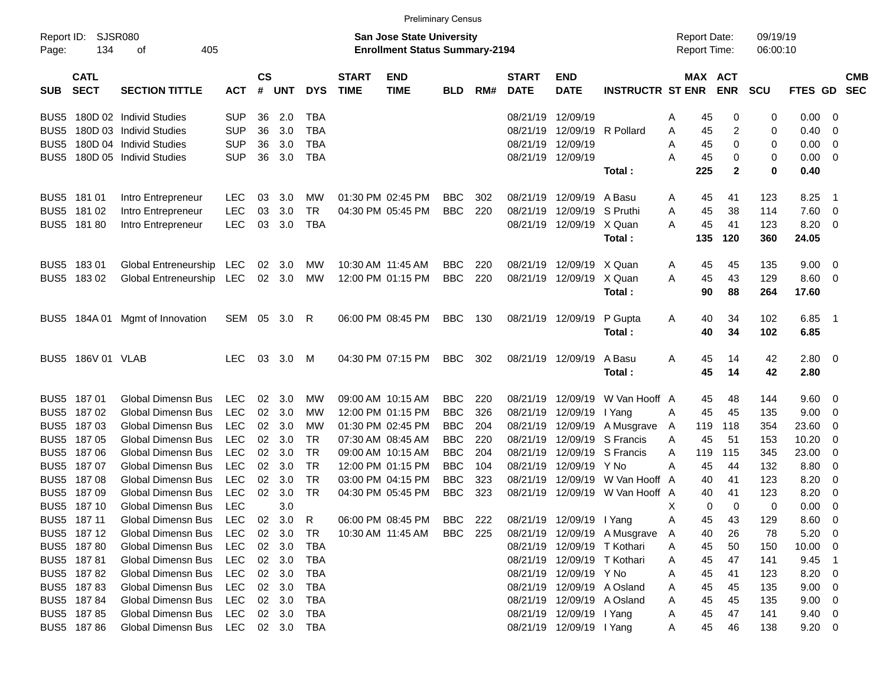Preliminary Census

Report ID: SJSR080
Page: 134 of 405

**San Jose State University**
**Enrollment Status Summary-2194**

Report Date: 09/19/19
Report Time: 06:00:10

| SUB | CATL SECT | SECTION TITTLE | ACT | CS # | UNT | DYS | START TIME | END TIME | BLD | RM# | START DATE | END DATE | INSTRUCTR | ST | MAX ENR | ACT ENR | SCU | FTES | GD | CMB SEC |
|---|---|---|---|---|---|---|---|---|---|---|---|---|---|---|---|---|---|---|---|---|
| BUS5 | 180D 02 | Individ Studies | SUP | 36 | 2.0 | TBA | | | | | 08/21/19 | 12/09/19 | | A | 45 | 0 | 0 | 0.00 | 0 | |
| BUS5 | 180D 03 | Individ Studies | SUP | 36 | 3.0 | TBA | | | | | 08/21/19 | 12/09/19 | R Pollard | A | 45 | 2 | 0 | 0.40 | 0 | |
| BUS5 | 180D 04 | Individ Studies | SUP | 36 | 3.0 | TBA | | | | | 08/21/19 | 12/09/19 | | A | 45 | 0 | 0 | 0.00 | 0 | |
| BUS5 | 180D 05 | Individ Studies | SUP | 36 | 3.0 | TBA | | | | | 08/21/19 | 12/09/19 | | A | 45 | 0 | 0 | 0.00 | 0 | |
| | | | | | | | | | | | | | **Total :** | | **225** | **2** | **0** | **0.40** | | |
| BUS5 | 181 01 | Intro Entrepreneur | LEC | 03 | 3.0 | MW | 01:30 PM | 02:45 PM | BBC | 302 | 08/21/19 | 12/09/19 | A Basu | A | 45 | 41 | 123 | 8.25 | 1 | |
| BUS5 | 181 02 | Intro Entrepreneur | LEC | 03 | 3.0 | TR | 04:30 PM | 05:45 PM | BBC | 220 | 08/21/19 | 12/09/19 | S Pruthi | A | 45 | 38 | 114 | 7.60 | 0 | |
| BUS5 | 181 80 | Intro Entrepreneur | LEC | 03 | 3.0 | TBA | | | | | 08/21/19 | 12/09/19 | X Quan | A | 45 | 41 | 123 | 8.20 | 0 | |
| | | | | | | | | | | | | | **Total :** | | **135** | **120** | **360** | **24.05** | | |
| BUS5 | 183 01 | Global Entreneurship | LEC | 02 | 3.0 | MW | 10:30 AM | 11:45 AM | BBC | 220 | 08/21/19 | 12/09/19 | X Quan | A | 45 | 45 | 135 | 9.00 | 0 | |
| BUS5 | 183 02 | Global Entreneurship | LEC | 02 | 3.0 | MW | 12:00 PM | 01:15 PM | BBC | 220 | 08/21/19 | 12/09/19 | X Quan | A | 45 | 43 | 129 | 8.60 | 0 | |
| | | | | | | | | | | | | | **Total :** | | **90** | **88** | **264** | **17.60** | | |
| BUS5 | 184A 01 | Mgmt of Innovation | SEM | 05 | 3.0 | R | 06:00 PM | 08:45 PM | BBC | 130 | 08/21/19 | 12/09/19 | P Gupta | A | 40 | 34 | 102 | 6.85 | 1 | |
| | | | | | | | | | | | | | **Total :** | | **40** | **34** | **102** | **6.85** | | |
| BUS5 | 186V 01 | VLAB | LEC | 03 | 3.0 | M | 04:30 PM | 07:15 PM | BBC | 302 | 08/21/19 | 12/09/19 | A Basu | A | 45 | 14 | 42 | 2.80 | 0 | |
| | | | | | | | | | | | | | **Total :** | | **45** | **14** | **42** | **2.80** | | |
| BUS5 | 187 01 | Global Dimensn Bus | LEC | 02 | 3.0 | MW | 09:00 AM | 10:15 AM | BBC | 220 | 08/21/19 | 12/09/19 | W Van Hooff | A | 45 | 48 | 144 | 9.60 | 0 | |
| BUS5 | 187 02 | Global Dimensn Bus | LEC | 02 | 3.0 | MW | 12:00 PM | 01:15 PM | BBC | 326 | 08/21/19 | 12/09/19 | I Yang | A | 45 | 45 | 135 | 9.00 | 0 | |
| BUS5 | 187 03 | Global Dimensn Bus | LEC | 02 | 3.0 | MW | 01:30 PM | 02:45 PM | BBC | 204 | 08/21/19 | 12/09/19 | A Musgrave | A | 119 | 118 | 354 | 23.60 | 0 | |
| BUS5 | 187 05 | Global Dimensn Bus | LEC | 02 | 3.0 | TR | 07:30 AM | 08:45 AM | BBC | 220 | 08/21/19 | 12/09/19 | S Francis | A | 45 | 51 | 153 | 10.20 | 0 | |
| BUS5 | 187 06 | Global Dimensn Bus | LEC | 02 | 3.0 | TR | 09:00 AM | 10:15 AM | BBC | 204 | 08/21/19 | 12/09/19 | S Francis | A | 119 | 115 | 345 | 23.00 | 0 | |
| BUS5 | 187 07 | Global Dimensn Bus | LEC | 02 | 3.0 | TR | 12:00 PM | 01:15 PM | BBC | 104 | 08/21/19 | 12/09/19 | Y No | A | 45 | 44 | 132 | 8.80 | 0 | |
| BUS5 | 187 08 | Global Dimensn Bus | LEC | 02 | 3.0 | TR | 03:00 PM | 04:15 PM | BBC | 323 | 08/21/19 | 12/09/19 | W Van Hooff | A | 40 | 41 | 123 | 8.20 | 0 | |
| BUS5 | 187 09 | Global Dimensn Bus | LEC | 02 | 3.0 | TR | 04:30 PM | 05:45 PM | BBC | 323 | 08/21/19 | 12/09/19 | W Van Hooff | A | 40 | 41 | 123 | 8.20 | 0 | |
| BUS5 | 187 10 | Global Dimensn Bus | LEC | | 3.0 | | | | | | | | | X | 0 | 0 | 0 | 0.00 | 0 | |
| BUS5 | 187 11 | Global Dimensn Bus | LEC | 02 | 3.0 | R | 06:00 PM | 08:45 PM | BBC | 222 | 08/21/19 | 12/09/19 | I Yang | A | 45 | 43 | 129 | 8.60 | 0 | |
| BUS5 | 187 12 | Global Dimensn Bus | LEC | 02 | 3.0 | TR | 10:30 AM | 11:45 AM | BBC | 225 | 08/21/19 | 12/09/19 | A Musgrave | A | 40 | 26 | 78 | 5.20 | 0 | |
| BUS5 | 187 80 | Global Dimensn Bus | LEC | 02 | 3.0 | TBA | | | | | 08/21/19 | 12/09/19 | T Kothari | A | 45 | 50 | 150 | 10.00 | 0 | |
| BUS5 | 187 81 | Global Dimensn Bus | LEC | 02 | 3.0 | TBA | | | | | 08/21/19 | 12/09/19 | T Kothari | A | 45 | 47 | 141 | 9.45 | 1 | |
| BUS5 | 187 82 | Global Dimensn Bus | LEC | 02 | 3.0 | TBA | | | | | 08/21/19 | 12/09/19 | Y No | A | 45 | 41 | 123 | 8.20 | 0 | |
| BUS5 | 187 83 | Global Dimensn Bus | LEC | 02 | 3.0 | TBA | | | | | 08/21/19 | 12/09/19 | A Osland | A | 45 | 45 | 135 | 9.00 | 0 | |
| BUS5 | 187 84 | Global Dimensn Bus | LEC | 02 | 3.0 | TBA | | | | | 08/21/19 | 12/09/19 | A Osland | A | 45 | 45 | 135 | 9.00 | 0 | |
| BUS5 | 187 85 | Global Dimensn Bus | LEC | 02 | 3.0 | TBA | | | | | 08/21/19 | 12/09/19 | I Yang | A | 45 | 47 | 141 | 9.40 | 0 | |
| BUS5 | 187 86 | Global Dimensn Bus | LEC | 02 | 3.0 | TBA | | | | | 08/21/19 | 12/09/19 | I Yang | A | 45 | 46 | 138 | 9.20 | 0 | |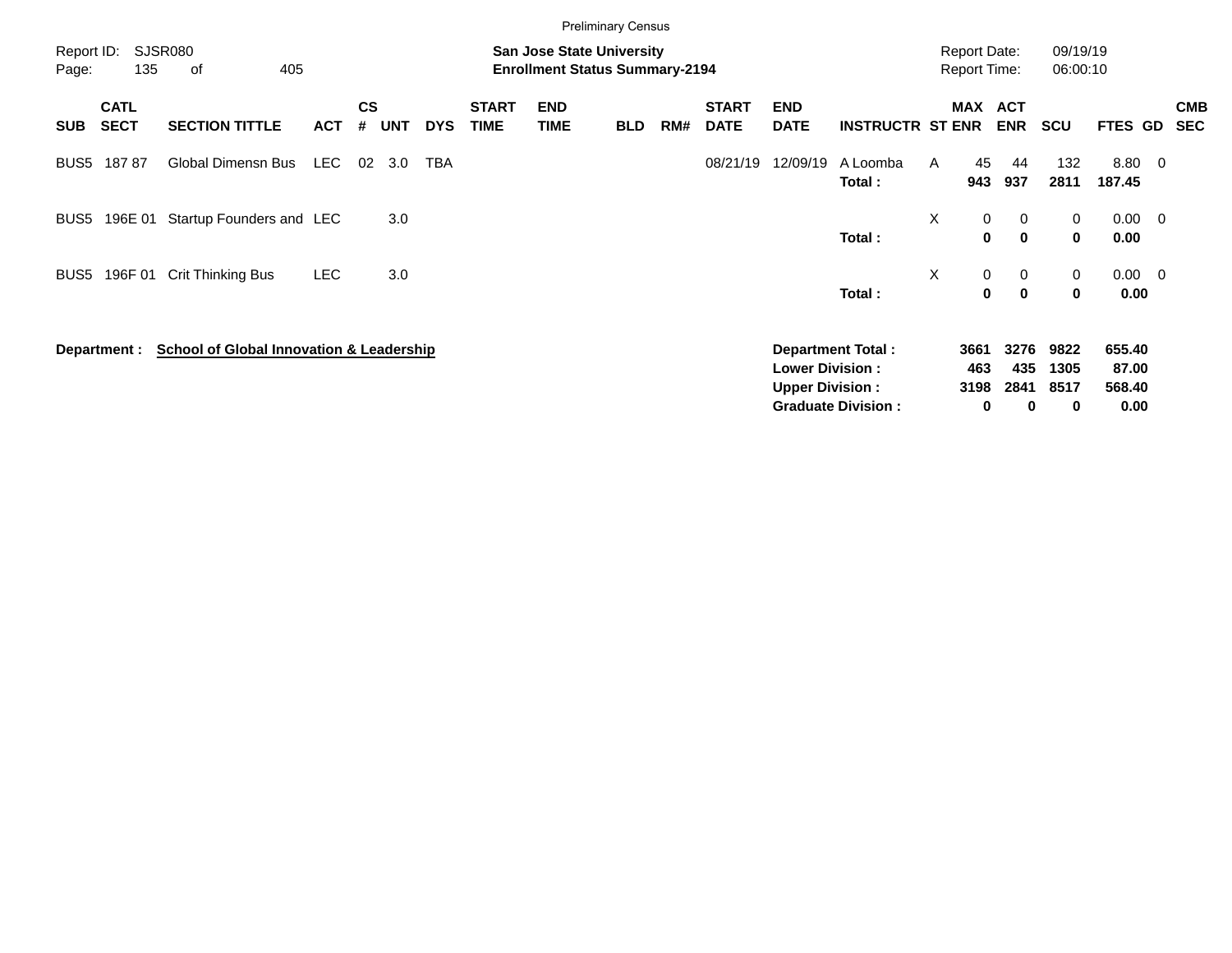Preliminary Census

Report ID: SJSR080

**San Jose State University**
**Enrollment Status Summary-2194**

Report Date: 09/19/19
Report Time: 06:00:10

| SUB | CATL SECT | SECTION TITTLE | ACT | CS # | UNT | DYS | START TIME | END TIME | BLD | RM# | START DATE | END DATE | INSTRUCTR | ST | MAX ENR | ACT ENR | SCU | FTES | GD | CMB SEC |
|---|---|---|---|---|---|---|---|---|---|---|---|---|---|---|---|---|---|---|---|---|
| BUS5 | 187 87 | Global Dimensn Bus | LEC | 02 | 3.0 | TBA | | | | | 08/21/19 | 12/09/19 | A Loomba | A | 45 | 44 | 132 | 8.80 | 0 | |
| | | | | | | | | | | | | | **Total :** | | **943** | **937** | **2811** | **187.45** | | |
| BUS5 | 196E 01 | Startup Founders and | LEC | | 3.0 | | | | | | | | | X | 0 | 0 | 0 | 0.00 | 0 | |
| | | | | | | | | | | | | | **Total :** | | **0** | **0** | **0** | **0.00** | | |
| BUS5 | 196F 01 | Crit Thinking Bus | LEC | | 3.0 | | | | | | | | | X | 0 | 0 | 0 | 0.00 | 0 | |
| | | | | | | | | | | | | | **Total :** | | **0** | **0** | **0** | **0.00** | | |

**Department : School of Global Innovation & Leadership**

| | MAX ENR | ACT ENR | SCU | FTES |
|---|---|---|---|---|
| **Department Total :** | **3661** | **3276** | **9822** | **655.40** |
| **Lower Division :** | **463** | **435** | **1305** | **87.00** |
| **Upper Division :** | **3198** | **2841** | **8517** | **568.40** |
| **Graduate Division :** | **0** | **0** | **0** | **0.00** |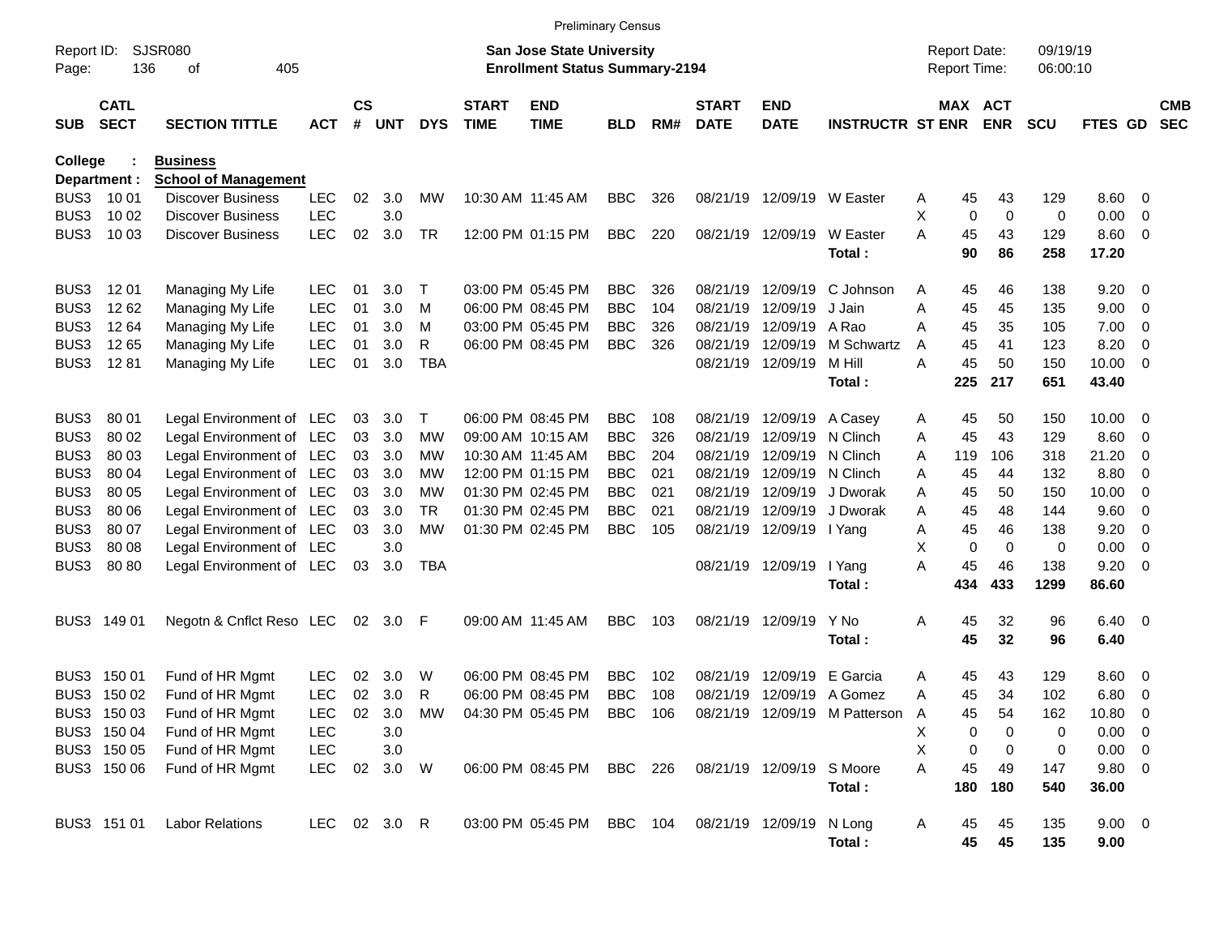Preliminary Census

Report ID: SJSR080
Page: 136 of 405

**San Jose State University**
**Enrollment Status Summary-2194**

Report Date: 09/19/19
Report Time: 06:00:10

**College : Business**
**Department : School of Management**

| SUB | CATL SECT | SECTION TITTLE | ACT | CS # | UNT | DYS | START TIME | END TIME | BLD | RM# | START DATE | END DATE | INSTRUCTR | ST | MAX ENR | ACT ENR | SCU | FTES | GD | CMB SEC |
|---|---|---|---|---|---|---|---|---|---|---|---|---|---|---|---|---|---|---|---|---|
| BUS3 | 10 01 | Discover Business | LEC | 02 | 3.0 | MW | 10:30 AM | 11:45 AM | BBC | 326 | 08/21/19 | 12/09/19 | W Easter | A | 45 | 43 | 129 | 8.60 | 0 | |
| BUS3 | 10 02 | Discover Business | LEC | | 3.0 | | | | | | | | | X | 0 | 0 | 0 | 0.00 | 0 | |
| BUS3 | 10 03 | Discover Business | LEC | 02 | 3.0 | TR | 12:00 PM | 01:15 PM | BBC | 220 | 08/21/19 | 12/09/19 | W Easter | A | 45 | 43 | 129 | 8.60 | 0 | |
| | | | | | | | | | | | | | **Total :** | | **90** | **86** | **258** | **17.20** | | |
| BUS3 | 12 01 | Managing My Life | LEC | 01 | 3.0 | T | 03:00 PM | 05:45 PM | BBC | 326 | 08/21/19 | 12/09/19 | C Johnson | A | 45 | 46 | 138 | 9.20 | 0 | |
| BUS3 | 12 62 | Managing My Life | LEC | 01 | 3.0 | M | 06:00 PM | 08:45 PM | BBC | 104 | 08/21/19 | 12/09/19 | J Jain | A | 45 | 45 | 135 | 9.00 | 0 | |
| BUS3 | 12 64 | Managing My Life | LEC | 01 | 3.0 | M | 03:00 PM | 05:45 PM | BBC | 326 | 08/21/19 | 12/09/19 | A Rao | A | 45 | 35 | 105 | 7.00 | 0 | |
| BUS3 | 12 65 | Managing My Life | LEC | 01 | 3.0 | R | 06:00 PM | 08:45 PM | BBC | 326 | 08/21/19 | 12/09/19 | M Schwartz | A | 45 | 41 | 123 | 8.20 | 0 | |
| BUS3 | 12 81 | Managing My Life | LEC | 01 | 3.0 | TBA | | | | | 08/21/19 | 12/09/19 | M Hill | A | 45 | 50 | 150 | 10.00 | 0 | |
| | | | | | | | | | | | | | **Total :** | | **225** | **217** | **651** | **43.40** | | |
| BUS3 | 80 01 | Legal Environment of | LEC | 03 | 3.0 | T | 06:00 PM | 08:45 PM | BBC | 108 | 08/21/19 | 12/09/19 | A Casey | A | 45 | 50 | 150 | 10.00 | 0 | |
| BUS3 | 80 02 | Legal Environment of | LEC | 03 | 3.0 | MW | 09:00 AM | 10:15 AM | BBC | 326 | 08/21/19 | 12/09/19 | N Clinch | A | 45 | 43 | 129 | 8.60 | 0 | |
| BUS3 | 80 03 | Legal Environment of | LEC | 03 | 3.0 | MW | 10:30 AM | 11:45 AM | BBC | 204 | 08/21/19 | 12/09/19 | N Clinch | A | 119 | 106 | 318 | 21.20 | 0 | |
| BUS3 | 80 04 | Legal Environment of | LEC | 03 | 3.0 | MW | 12:00 PM | 01:15 PM | BBC | 021 | 08/21/19 | 12/09/19 | N Clinch | A | 45 | 44 | 132 | 8.80 | 0 | |
| BUS3 | 80 05 | Legal Environment of | LEC | 03 | 3.0 | MW | 01:30 PM | 02:45 PM | BBC | 021 | 08/21/19 | 12/09/19 | J Dworak | A | 45 | 50 | 150 | 10.00 | 0 | |
| BUS3 | 80 06 | Legal Environment of | LEC | 03 | 3.0 | TR | 01:30 PM | 02:45 PM | BBC | 021 | 08/21/19 | 12/09/19 | J Dworak | A | 45 | 48 | 144 | 9.60 | 0 | |
| BUS3 | 80 07 | Legal Environment of | LEC | 03 | 3.0 | MW | 01:30 PM | 02:45 PM | BBC | 105 | 08/21/19 | 12/09/19 | I Yang | A | 45 | 46 | 138 | 9.20 | 0 | |
| BUS3 | 80 08 | Legal Environment of | LEC | | 3.0 | | | | | | | | | X | 0 | 0 | 0 | 0.00 | 0 | |
| BUS3 | 80 80 | Legal Environment of | LEC | 03 | 3.0 | TBA | | | | | 08/21/19 | 12/09/19 | I Yang | A | 45 | 46 | 138 | 9.20 | 0 | |
| | | | | | | | | | | | | | **Total :** | | **434** | **433** | **1299** | **86.60** | | |
| BUS3 | 149 01 | Negotn & Cnflct Reso | LEC | 02 | 3.0 | F | 09:00 AM | 11:45 AM | BBC | 103 | 08/21/19 | 12/09/19 | Y No | A | 45 | 32 | 96 | 6.40 | 0 | |
| | | | | | | | | | | | | | **Total :** | | **45** | **32** | **96** | **6.40** | | |
| BUS3 | 150 01 | Fund of HR Mgmt | LEC | 02 | 3.0 | W | 06:00 PM | 08:45 PM | BBC | 102 | 08/21/19 | 12/09/19 | E Garcia | A | 45 | 43 | 129 | 8.60 | 0 | |
| BUS3 | 150 02 | Fund of HR Mgmt | LEC | 02 | 3.0 | R | 06:00 PM | 08:45 PM | BBC | 108 | 08/21/19 | 12/09/19 | A Gomez | A | 45 | 34 | 102 | 6.80 | 0 | |
| BUS3 | 150 03 | Fund of HR Mgmt | LEC | 02 | 3.0 | MW | 04:30 PM | 05:45 PM | BBC | 106 | 08/21/19 | 12/09/19 | M Patterson | A | 45 | 54 | 162 | 10.80 | 0 | |
| BUS3 | 150 04 | Fund of HR Mgmt | LEC | | 3.0 | | | | | | | | | X | 0 | 0 | 0 | 0.00 | 0 | |
| BUS3 | 150 05 | Fund of HR Mgmt | LEC | | 3.0 | | | | | | | | | X | 0 | 0 | 0 | 0.00 | 0 | |
| BUS3 | 150 06 | Fund of HR Mgmt | LEC | 02 | 3.0 | W | 06:00 PM | 08:45 PM | BBC | 226 | 08/21/19 | 12/09/19 | S Moore | A | 45 | 49 | 147 | 9.80 | 0 | |
| | | | | | | | | | | | | | **Total :** | | **180** | **180** | **540** | **36.00** | | |
| BUS3 | 151 01 | Labor Relations | LEC | 02 | 3.0 | R | 03:00 PM | 05:45 PM | BBC | 104 | 08/21/19 | 12/09/19 | N Long | A | 45 | 45 | 135 | 9.00 | 0 | |
| | | | | | | | | | | | | | **Total :** | | **45** | **45** | **135** | **9.00** | | |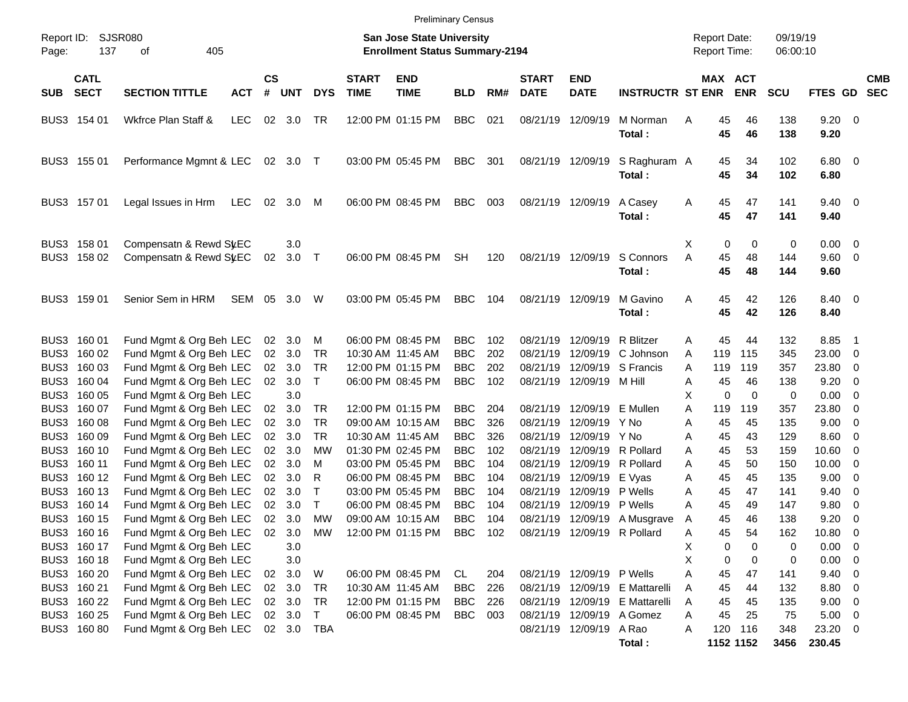Preliminary Census

Report ID: SJSR080
Page: 137 of 405

**San Jose State University**
**Enrollment Status Summary-2194**

Report Date: 09/19/19
Report Time: 06:00:10

| SUB | CATL SECT | SECTION TITTLE | ACT | CS # | UNT | DYS | START TIME | END TIME | BLD | RM# | START DATE | END DATE | INSTRUCTR | ST | MAX ENR | ACT ENR | SCU | FTES | GD | CMB SEC |
|---|---|---|---|---|---|---|---|---|---|---|---|---|---|---|---|---|---|---|---|---|
| BUS3 | 154 01 | Wkfrce Plan Staff & | LEC | 02 | 3.0 | TR | 12:00 PM | 01:15 PM | BBC | 021 | 08/21/19 | 12/09/19 | M Norman | A | 45 | 46 | 138 | 9.20 | 0 | |
| | | | | | | | | | | | | | **Total :** | | **45** | **46** | **138** | **9.20** | | |
| BUS3 | 155 01 | Performance Mgmnt & | LEC | 02 | 3.0 | T | 03:00 PM | 05:45 PM | BBC | 301 | 08/21/19 | 12/09/19 | S Raghuram | A | 45 | 34 | 102 | 6.80 | 0 | |
| | | | | | | | | | | | | | **Total :** | | **45** | **34** | **102** | **6.80** | | |
| BUS3 | 157 01 | Legal Issues in Hrm | LEC | 02 | 3.0 | M | 06:00 PM | 08:45 PM | BBC | 003 | 08/21/19 | 12/09/19 | A Casey | A | 45 | 47 | 141 | 9.40 | 0 | |
| | | | | | | | | | | | | | **Total :** | | **45** | **47** | **141** | **9.40** | | |
| BUS3 | 158 01 | Compensatn & Rewd Sy | LEC | | 3.0 | | | | | | | | | X | 0 | 0 | 0 | 0.00 | 0 | |
| BUS3 | 158 02 | Compensatn & Rewd Sy | LEC | 02 | 3.0 | T | 06:00 PM | 08:45 PM | SH | 120 | 08/21/19 | 12/09/19 | S Connors | A | 45 | 48 | 144 | 9.60 | 0 | |
| | | | | | | | | | | | | | **Total :** | | **45** | **48** | **144** | **9.60** | | |
| BUS3 | 159 01 | Senior Sem in HRM | SEM | 05 | 3.0 | W | 03:00 PM | 05:45 PM | BBC | 104 | 08/21/19 | 12/09/19 | M Gavino | A | 45 | 42 | 126 | 8.40 | 0 | |
| | | | | | | | | | | | | | **Total :** | | **45** | **42** | **126** | **8.40** | | |
| BUS3 | 160 01 | Fund Mgmt & Org Beh | LEC | 02 | 3.0 | M | 06:00 PM | 08:45 PM | BBC | 102 | 08/21/19 | 12/09/19 | R Blitzer | A | 45 | 44 | 132 | 8.85 | 1 | |
| BUS3 | 160 02 | Fund Mgmt & Org Beh | LEC | 02 | 3.0 | TR | 10:30 AM | 11:45 AM | BBC | 202 | 08/21/19 | 12/09/19 | C Johnson | A | 119 | 115 | 345 | 23.00 | 0 | |
| BUS3 | 160 03 | Fund Mgmt & Org Beh | LEC | 02 | 3.0 | TR | 12:00 PM | 01:15 PM | BBC | 202 | 08/21/19 | 12/09/19 | S Francis | A | 119 | 119 | 357 | 23.80 | 0 | |
| BUS3 | 160 04 | Fund Mgmt & Org Beh | LEC | 02 | 3.0 | T | 06:00 PM | 08:45 PM | BBC | 102 | 08/21/19 | 12/09/19 | M Hill | A | 45 | 46 | 138 | 9.20 | 0 | |
| BUS3 | 160 05 | Fund Mgmt & Org Beh | LEC | | 3.0 | | | | | | | | | X | 0 | 0 | 0 | 0.00 | 0 | |
| BUS3 | 160 07 | Fund Mgmt & Org Beh | LEC | 02 | 3.0 | TR | 12:00 PM | 01:15 PM | BBC | 204 | 08/21/19 | 12/09/19 | E Mullen | A | 119 | 119 | 357 | 23.80 | 0 | |
| BUS3 | 160 08 | Fund Mgmt & Org Beh | LEC | 02 | 3.0 | TR | 09:00 AM | 10:15 AM | BBC | 326 | 08/21/19 | 12/09/19 | Y No | A | 45 | 45 | 135 | 9.00 | 0 | |
| BUS3 | 160 09 | Fund Mgmt & Org Beh | LEC | 02 | 3.0 | TR | 10:30 AM | 11:45 AM | BBC | 326 | 08/21/19 | 12/09/19 | Y No | A | 45 | 43 | 129 | 8.60 | 0 | |
| BUS3 | 160 10 | Fund Mgmt & Org Beh | LEC | 02 | 3.0 | MW | 01:30 PM | 02:45 PM | BBC | 102 | 08/21/19 | 12/09/19 | R Pollard | A | 45 | 53 | 159 | 10.60 | 0 | |
| BUS3 | 160 11 | Fund Mgmt & Org Beh | LEC | 02 | 3.0 | M | 03:00 PM | 05:45 PM | BBC | 104 | 08/21/19 | 12/09/19 | R Pollard | A | 45 | 50 | 150 | 10.00 | 0 | |
| BUS3 | 160 12 | Fund Mgmt & Org Beh | LEC | 02 | 3.0 | R | 06:00 PM | 08:45 PM | BBC | 104 | 08/21/19 | 12/09/19 | E Vyas | A | 45 | 45 | 135 | 9.00 | 0 | |
| BUS3 | 160 13 | Fund Mgmt & Org Beh | LEC | 02 | 3.0 | T | 03:00 PM | 05:45 PM | BBC | 104 | 08/21/19 | 12/09/19 | P Wells | A | 45 | 47 | 141 | 9.40 | 0 | |
| BUS3 | 160 14 | Fund Mgmt & Org Beh | LEC | 02 | 3.0 | T | 06:00 PM | 08:45 PM | BBC | 104 | 08/21/19 | 12/09/19 | P Wells | A | 45 | 49 | 147 | 9.80 | 0 | |
| BUS3 | 160 15 | Fund Mgmt & Org Beh | LEC | 02 | 3.0 | MW | 09:00 AM | 10:15 AM | BBC | 104 | 08/21/19 | 12/09/19 | A Musgrave | A | 45 | 46 | 138 | 9.20 | 0 | |
| BUS3 | 160 16 | Fund Mgmt & Org Beh | LEC | 02 | 3.0 | MW | 12:00 PM | 01:15 PM | BBC | 102 | 08/21/19 | 12/09/19 | R Pollard | A | 45 | 54 | 162 | 10.80 | 0 | |
| BUS3 | 160 17 | Fund Mgmt & Org Beh | LEC | | 3.0 | | | | | | | | | X | 0 | 0 | 0 | 0.00 | 0 | |
| BUS3 | 160 18 | Fund Mgmt & Org Beh | LEC | | 3.0 | | | | | | | | | X | 0 | 0 | 0 | 0.00 | 0 | |
| BUS3 | 160 20 | Fund Mgmt & Org Beh | LEC | 02 | 3.0 | W | 06:00 PM | 08:45 PM | CL | 204 | 08/21/19 | 12/09/19 | P Wells | A | 45 | 47 | 141 | 9.40 | 0 | |
| BUS3 | 160 21 | Fund Mgmt & Org Beh | LEC | 02 | 3.0 | TR | 10:30 AM | 11:45 AM | BBC | 226 | 08/21/19 | 12/09/19 | E Mattarelli | A | 45 | 44 | 132 | 8.80 | 0 | |
| BUS3 | 160 22 | Fund Mgmt & Org Beh | LEC | 02 | 3.0 | TR | 12:00 PM | 01:15 PM | BBC | 226 | 08/21/19 | 12/09/19 | E Mattarelli | A | 45 | 45 | 135 | 9.00 | 0 | |
| BUS3 | 160 25 | Fund Mgmt & Org Beh | LEC | 02 | 3.0 | T | 06:00 PM | 08:45 PM | BBC | 003 | 08/21/19 | 12/09/19 | A Gomez | A | 45 | 25 | 75 | 5.00 | 0 | |
| BUS3 | 160 80 | Fund Mgmt & Org Beh | LEC | 02 | 3.0 | TBA | | | | | 08/21/19 | 12/09/19 | A Rao | A | 120 | 116 | 348 | 23.20 | 0 | |
| | | | | | | | | | | | | | **Total :** | | **1152** | **1152** | **3456** | **230.45** | | |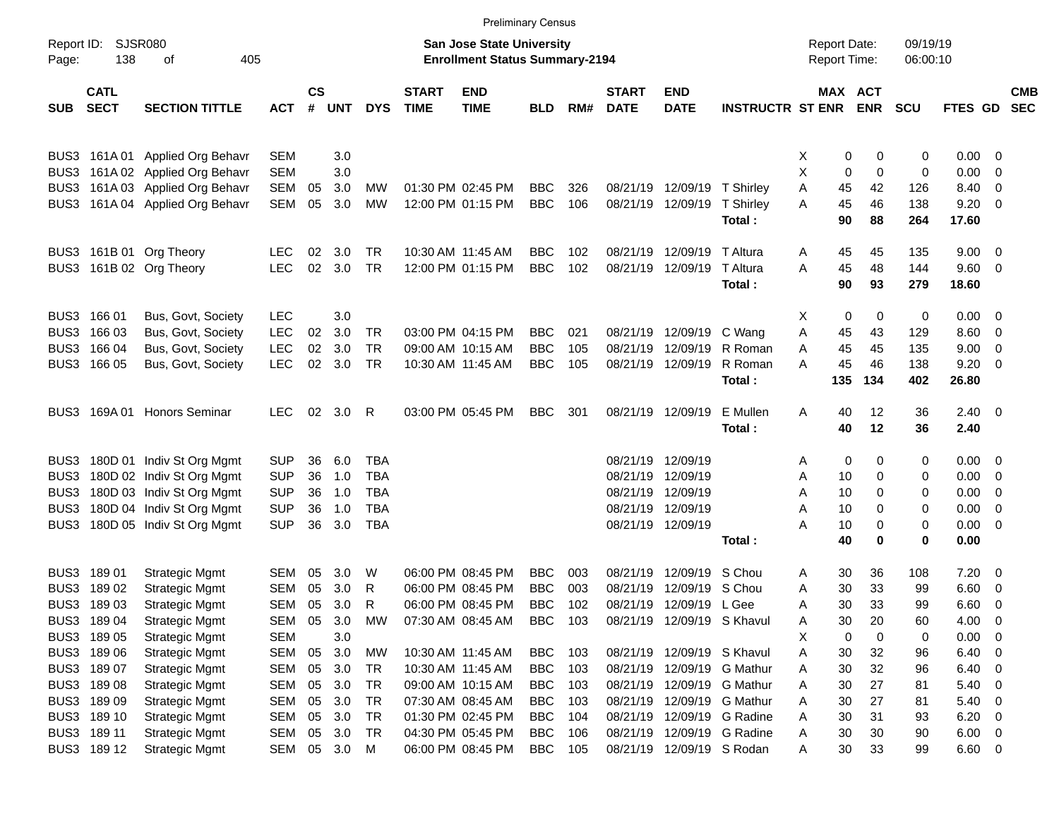Preliminary Census

Report ID: SJSR080

**San Jose State University**
**Enrollment Status Summary-2194**

Report Date: 09/19/19
Report Time: 06:00:10

| SUB | CATL SECT | SECTION TITTLE | ACT | CS # | UNT | DYS | START TIME | END TIME | BLD | RM# | START DATE | END DATE | INSTRUCTR | ST | MAX ENR | ACT ENR | SCU | FTES | GD | CMB SEC |
|---|---|---|---|---|---|---|---|---|---|---|---|---|---|---|---|---|---|---|---|---|
| BUS3 | 161A 01 | Applied Org Behavr | SEM | | 3.0 | | | | | | | | | X | 0 | 0 | 0 | 0.00 | 0 | |
| BUS3 | 161A 02 | Applied Org Behavr | SEM | | 3.0 | | | | | | | | | X | 0 | 0 | 0 | 0.00 | 0 | |
| BUS3 | 161A 03 | Applied Org Behavr | SEM | 05 | 3.0 | MW | 01:30 PM | 02:45 PM | BBC | 326 | 08/21/19 | 12/09/19 | T Shirley | A | 45 | 42 | 126 | 8.40 | 0 | |
| BUS3 | 161A 04 | Applied Org Behavr | SEM | 05 | 3.0 | MW | 12:00 PM | 01:15 PM | BBC | 106 | 08/21/19 | 12/09/19 | T Shirley | A | 45 | 46 | 138 | 9.20 | 0 | |
| | | | | | | | | | | | | | **Total :** | | **90** | **88** | **264** | **17.60** | | |
| BUS3 | 161B 01 | Org Theory | LEC | 02 | 3.0 | TR | 10:30 AM | 11:45 AM | BBC | 102 | 08/21/19 | 12/09/19 | T Altura | A | 45 | 45 | 135 | 9.00 | 0 | |
| BUS3 | 161B 02 | Org Theory | LEC | 02 | 3.0 | TR | 12:00 PM | 01:15 PM | BBC | 102 | 08/21/19 | 12/09/19 | T Altura | A | 45 | 48 | 144 | 9.60 | 0 | |
| | | | | | | | | | | | | | **Total :** | | **90** | **93** | **279** | **18.60** | | |
| BUS3 | 166 01 | Bus, Govt, Society | LEC | | 3.0 | | | | | | | | | X | 0 | 0 | 0 | 0.00 | 0 | |
| BUS3 | 166 03 | Bus, Govt, Society | LEC | 02 | 3.0 | TR | 03:00 PM | 04:15 PM | BBC | 021 | 08/21/19 | 12/09/19 | C Wang | A | 45 | 43 | 129 | 8.60 | 0 | |
| BUS3 | 166 04 | Bus, Govt, Society | LEC | 02 | 3.0 | TR | 09:00 AM | 10:15 AM | BBC | 105 | 08/21/19 | 12/09/19 | R Roman | A | 45 | 45 | 135 | 9.00 | 0 | |
| BUS3 | 166 05 | Bus, Govt, Society | LEC | 02 | 3.0 | TR | 10:30 AM | 11:45 AM | BBC | 105 | 08/21/19 | 12/09/19 | R Roman | A | 45 | 46 | 138 | 9.20 | 0 | |
| | | | | | | | | | | | | | **Total :** | | **135** | **134** | **402** | **26.80** | | |
| BUS3 | 169A 01 | Honors Seminar | LEC | 02 | 3.0 | R | 03:00 PM | 05:45 PM | BBC | 301 | 08/21/19 | 12/09/19 | E Mullen | A | 40 | 12 | 36 | 2.40 | 0 | |
| | | | | | | | | | | | | | **Total :** | | **40** | **12** | **36** | **2.40** | | |
| BUS3 | 180D 01 | Indiv St Org Mgmt | SUP | 36 | 6.0 | TBA | | | | | 08/21/19 | 12/09/19 | | A | 0 | 0 | 0 | 0.00 | 0 | |
| BUS3 | 180D 02 | Indiv St Org Mgmt | SUP | 36 | 1.0 | TBA | | | | | 08/21/19 | 12/09/19 | | A | 10 | 0 | 0 | 0.00 | 0 | |
| BUS3 | 180D 03 | Indiv St Org Mgmt | SUP | 36 | 1.0 | TBA | | | | | 08/21/19 | 12/09/19 | | A | 10 | 0 | 0 | 0.00 | 0 | |
| BUS3 | 180D 04 | Indiv St Org Mgmt | SUP | 36 | 1.0 | TBA | | | | | 08/21/19 | 12/09/19 | | A | 10 | 0 | 0 | 0.00 | 0 | |
| BUS3 | 180D 05 | Indiv St Org Mgmt | SUP | 36 | 3.0 | TBA | | | | | 08/21/19 | 12/09/19 | | A | 10 | 0 | 0 | 0.00 | 0 | |
| | | | | | | | | | | | | | **Total :** | | **40** | **0** | **0** | **0.00** | | |
| BUS3 | 189 01 | Strategic Mgmt | SEM | 05 | 3.0 | W | 06:00 PM | 08:45 PM | BBC | 003 | 08/21/19 | 12/09/19 | S Chou | A | 30 | 36 | 108 | 7.20 | 0 | |
| BUS3 | 189 02 | Strategic Mgmt | SEM | 05 | 3.0 | R | 06:00 PM | 08:45 PM | BBC | 003 | 08/21/19 | 12/09/19 | S Chou | A | 30 | 33 | 99 | 6.60 | 0 | |
| BUS3 | 189 03 | Strategic Mgmt | SEM | 05 | 3.0 | R | 06:00 PM | 08:45 PM | BBC | 102 | 08/21/19 | 12/09/19 | L Gee | A | 30 | 33 | 99 | 6.60 | 0 | |
| BUS3 | 189 04 | Strategic Mgmt | SEM | 05 | 3.0 | MW | 07:30 AM | 08:45 AM | BBC | 103 | 08/21/19 | 12/09/19 | S Khavul | A | 30 | 20 | 60 | 4.00 | 0 | |
| BUS3 | 189 05 | Strategic Mgmt | SEM | | 3.0 | | | | | | | | | X | 0 | 0 | 0 | 0.00 | 0 | |
| BUS3 | 189 06 | Strategic Mgmt | SEM | 05 | 3.0 | MW | 10:30 AM | 11:45 AM | BBC | 103 | 08/21/19 | 12/09/19 | S Khavul | A | 30 | 32 | 96 | 6.40 | 0 | |
| BUS3 | 189 07 | Strategic Mgmt | SEM | 05 | 3.0 | TR | 10:30 AM | 11:45 AM | BBC | 103 | 08/21/19 | 12/09/19 | G Mathur | A | 30 | 32 | 96 | 6.40 | 0 | |
| BUS3 | 189 08 | Strategic Mgmt | SEM | 05 | 3.0 | TR | 09:00 AM | 10:15 AM | BBC | 103 | 08/21/19 | 12/09/19 | G Mathur | A | 30 | 27 | 81 | 5.40 | 0 | |
| BUS3 | 189 09 | Strategic Mgmt | SEM | 05 | 3.0 | TR | 07:30 AM | 08:45 AM | BBC | 103 | 08/21/19 | 12/09/19 | G Mathur | A | 30 | 27 | 81 | 5.40 | 0 | |
| BUS3 | 189 10 | Strategic Mgmt | SEM | 05 | 3.0 | TR | 01:30 PM | 02:45 PM | BBC | 104 | 08/21/19 | 12/09/19 | G Radine | A | 30 | 31 | 93 | 6.20 | 0 | |
| BUS3 | 189 11 | Strategic Mgmt | SEM | 05 | 3.0 | TR | 04:30 PM | 05:45 PM | BBC | 106 | 08/21/19 | 12/09/19 | G Radine | A | 30 | 30 | 90 | 6.00 | 0 | |
| BUS3 | 189 12 | Strategic Mgmt | SEM | 05 | 3.0 | M | 06:00 PM | 08:45 PM | BBC | 105 | 08/21/19 | 12/09/19 | S Rodan | A | 30 | 33 | 99 | 6.60 | 0 | |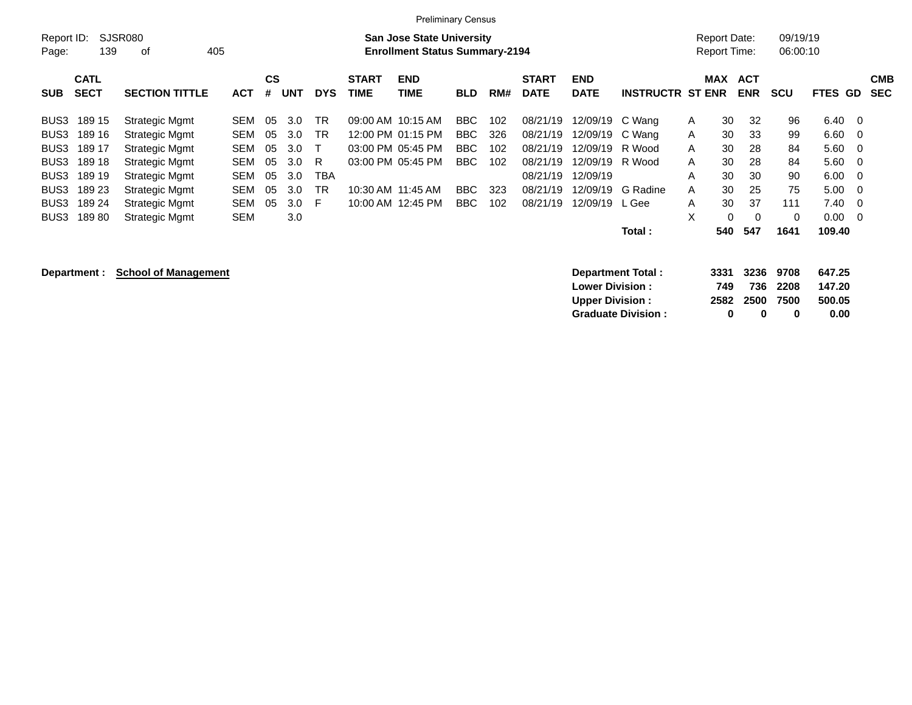Preliminary Census

Report ID: SJSR080

**San Jose State University**
**Enrollment Status Summary-2194**

Report Date: 09/19/19
Report Time: 06:00:10

| SUB | CATL SECT | SECTION TITTLE | ACT | CS # | UNT | DYS | START TIME | END TIME | BLD | RM# | START DATE | END DATE | INSTRUCTR | ST | MAX ENR | ACT ENR | SCU | FTES | GD | CMB SEC |
|---|---|---|---|---|---|---|---|---|---|---|---|---|---|---|---|---|---|---|---|---|
| BUS3 | 189 15 | Strategic Mgmt | SEM | 05 | 3.0 | TR | 09:00 AM | 10:15 AM | BBC | 102 | 08/21/19 | 12/09/19 | C Wang | A | 30 | 32 | 96 | 6.40 | 0 | |
| BUS3 | 189 16 | Strategic Mgmt | SEM | 05 | 3.0 | TR | 12:00 PM | 01:15 PM | BBC | 326 | 08/21/19 | 12/09/19 | C Wang | A | 30 | 33 | 99 | 6.60 | 0 | |
| BUS3 | 189 17 | Strategic Mgmt | SEM | 05 | 3.0 | T | 03:00 PM | 05:45 PM | BBC | 102 | 08/21/19 | 12/09/19 | R Wood | A | 30 | 28 | 84 | 5.60 | 0 | |
| BUS3 | 189 18 | Strategic Mgmt | SEM | 05 | 3.0 | R | 03:00 PM | 05:45 PM | BBC | 102 | 08/21/19 | 12/09/19 | R Wood | A | 30 | 28 | 84 | 5.60 | 0 | |
| BUS3 | 189 19 | Strategic Mgmt | SEM | 05 | 3.0 | TBA | | | | | 08/21/19 | 12/09/19 | | A | 30 | 30 | 90 | 6.00 | 0 | |
| BUS3 | 189 23 | Strategic Mgmt | SEM | 05 | 3.0 | TR | 10:30 AM | 11:45 AM | BBC | 323 | 08/21/19 | 12/09/19 | G Radine | A | 30 | 25 | 75 | 5.00 | 0 | |
| BUS3 | 189 24 | Strategic Mgmt | SEM | 05 | 3.0 | F | 10:00 AM | 12:45 PM | BBC | 102 | 08/21/19 | 12/09/19 | L Gee | A | 30 | 37 | 111 | 7.40 | 0 | |
| BUS3 | 189 80 | Strategic Mgmt | SEM | | 3.0 | | | | | | | | | X | 0 | 0 | 0 | 0.00 | 0 | |
| | | | | | | | | | | | | | **Total :** | | **540** | **547** | **1641** | **109.40** | | |

**Department :** **School of Management**

| | MAX ENR | ACT ENR | SCU | FTES |
|---|---|---|---|---|
| **Department Total :** | **3331** | **3236** | **9708** | **647.25** |
| **Lower Division :** | **749** | **736** | **2208** | **147.20** |
| **Upper Division :** | **2582** | **2500** | **7500** | **500.05** |
| **Graduate Division :** | **0** | **0** | **0** | **0.00** |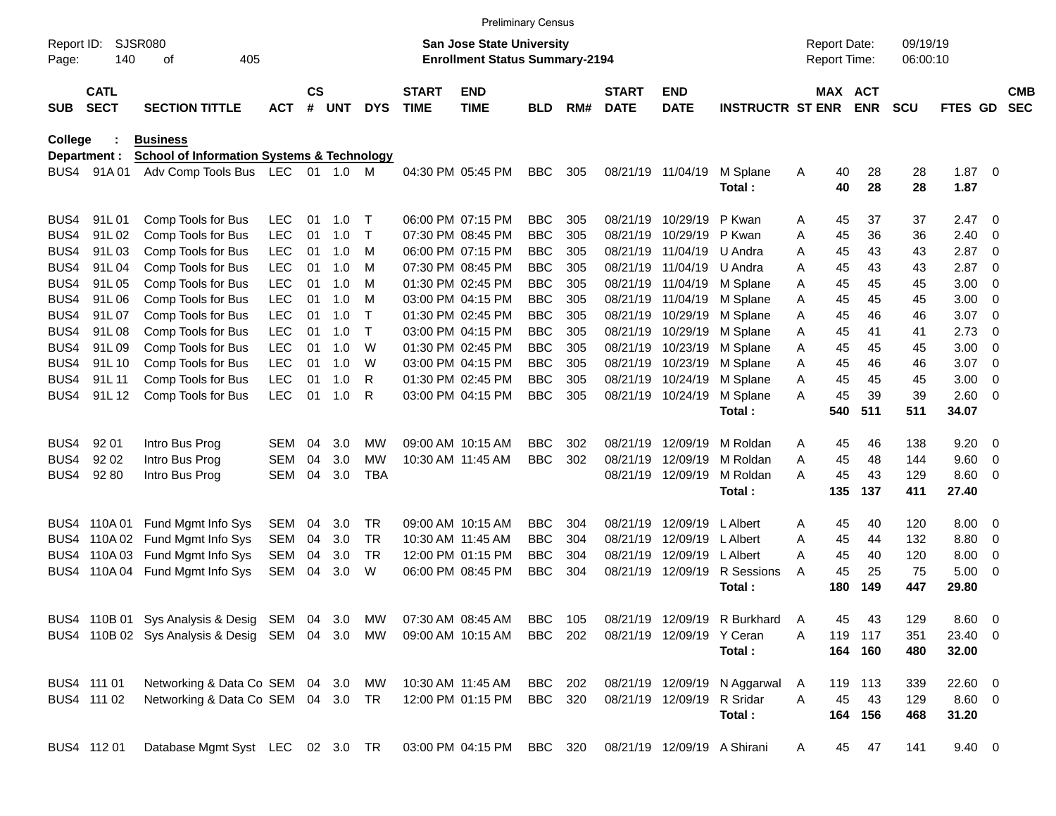Preliminary Census

Report ID: SJSR080
Page: 140 of 405

**San Jose State University**
**Enrollment Status Summary-2194**

Report Date: 09/19/19
Report Time: 06:00:10

**College : Business**
**Department : School of Information Systems & Technology**

| SUB | CATL SECT | SECTION TITTLE | ACT | CS # | UNT | DYS | START TIME | END TIME | BLD | RM# | START DATE | END DATE | INSTRUCTR | ST | MAX ENR | ACT ENR | SCU | FTES | GD | CMB SEC |
|---|---|---|---|---|---|---|---|---|---|---|---|---|---|---|---|---|---|---|---|---|
| BUS4 | 91A 01 | Adv Comp Tools Bus | LEC | 01 | 1.0 | M | 04:30 PM | 05:45 PM | BBC | 305 | 08/21/19 | 11/04/19 | M Splane | A | 40 | 28 | 28 | 1.87 | 0 | |
| | | | | | | | | | | | | | **Total :** | | **40** | **28** | **28** | **1.87** | | |
| BUS4 | 91L 01 | Comp Tools for Bus | LEC | 01 | 1.0 | T | 06:00 PM | 07:15 PM | BBC | 305 | 08/21/19 | 10/29/19 | P Kwan | A | 45 | 37 | 37 | 2.47 | 0 | |
| BUS4 | 91L 02 | Comp Tools for Bus | LEC | 01 | 1.0 | T | 07:30 PM | 08:45 PM | BBC | 305 | 08/21/19 | 10/29/19 | P Kwan | A | 45 | 36 | 36 | 2.40 | 0 | |
| BUS4 | 91L 03 | Comp Tools for Bus | LEC | 01 | 1.0 | M | 06:00 PM | 07:15 PM | BBC | 305 | 08/21/19 | 11/04/19 | U Andra | A | 45 | 43 | 43 | 2.87 | 0 | |
| BUS4 | 91L 04 | Comp Tools for Bus | LEC | 01 | 1.0 | M | 07:30 PM | 08:45 PM | BBC | 305 | 08/21/19 | 11/04/19 | U Andra | A | 45 | 43 | 43 | 2.87 | 0 | |
| BUS4 | 91L 05 | Comp Tools for Bus | LEC | 01 | 1.0 | M | 01:30 PM | 02:45 PM | BBC | 305 | 08/21/19 | 11/04/19 | M Splane | A | 45 | 45 | 45 | 3.00 | 0 | |
| BUS4 | 91L 06 | Comp Tools for Bus | LEC | 01 | 1.0 | M | 03:00 PM | 04:15 PM | BBC | 305 | 08/21/19 | 11/04/19 | M Splane | A | 45 | 45 | 45 | 3.00 | 0 | |
| BUS4 | 91L 07 | Comp Tools for Bus | LEC | 01 | 1.0 | T | 01:30 PM | 02:45 PM | BBC | 305 | 08/21/19 | 10/29/19 | M Splane | A | 45 | 46 | 46 | 3.07 | 0 | |
| BUS4 | 91L 08 | Comp Tools for Bus | LEC | 01 | 1.0 | T | 03:00 PM | 04:15 PM | BBC | 305 | 08/21/19 | 10/29/19 | M Splane | A | 45 | 41 | 41 | 2.73 | 0 | |
| BUS4 | 91L 09 | Comp Tools for Bus | LEC | 01 | 1.0 | W | 01:30 PM | 02:45 PM | BBC | 305 | 08/21/19 | 10/23/19 | M Splane | A | 45 | 45 | 45 | 3.00 | 0 | |
| BUS4 | 91L 10 | Comp Tools for Bus | LEC | 01 | 1.0 | W | 03:00 PM | 04:15 PM | BBC | 305 | 08/21/19 | 10/23/19 | M Splane | A | 45 | 46 | 46 | 3.07 | 0 | |
| BUS4 | 91L 11 | Comp Tools for Bus | LEC | 01 | 1.0 | R | 01:30 PM | 02:45 PM | BBC | 305 | 08/21/19 | 10/24/19 | M Splane | A | 45 | 45 | 45 | 3.00 | 0 | |
| BUS4 | 91L 12 | Comp Tools for Bus | LEC | 01 | 1.0 | R | 03:00 PM | 04:15 PM | BBC | 305 | 08/21/19 | 10/24/19 | M Splane | A | 45 | 39 | 39 | 2.60 | 0 | |
| | | | | | | | | | | | | | **Total :** | | **540** | **511** | **511** | **34.07** | | |
| BUS4 | 92 01 | Intro Bus Prog | SEM | 04 | 3.0 | MW | 09:00 AM | 10:15 AM | BBC | 302 | 08/21/19 | 12/09/19 | M Roldan | A | 45 | 46 | 138 | 9.20 | 0 | |
| BUS4 | 92 02 | Intro Bus Prog | SEM | 04 | 3.0 | MW | 10:30 AM | 11:45 AM | BBC | 302 | 08/21/19 | 12/09/19 | M Roldan | A | 45 | 48 | 144 | 9.60 | 0 | |
| BUS4 | 92 80 | Intro Bus Prog | SEM | 04 | 3.0 | TBA | | | | | 08/21/19 | 12/09/19 | M Roldan | A | 45 | 43 | 129 | 8.60 | 0 | |
| | | | | | | | | | | | | | **Total :** | | **135** | **137** | **411** | **27.40** | | |
| BUS4 | 110A 01 | Fund Mgmt Info Sys | SEM | 04 | 3.0 | TR | 09:00 AM | 10:15 AM | BBC | 304 | 08/21/19 | 12/09/19 | L Albert | A | 45 | 40 | 120 | 8.00 | 0 | |
| BUS4 | 110A 02 | Fund Mgmt Info Sys | SEM | 04 | 3.0 | TR | 10:30 AM | 11:45 AM | BBC | 304 | 08/21/19 | 12/09/19 | L Albert | A | 45 | 44 | 132 | 8.80 | 0 | |
| BUS4 | 110A 03 | Fund Mgmt Info Sys | SEM | 04 | 3.0 | TR | 12:00 PM | 01:15 PM | BBC | 304 | 08/21/19 | 12/09/19 | L Albert | A | 45 | 40 | 120 | 8.00 | 0 | |
| BUS4 | 110A 04 | Fund Mgmt Info Sys | SEM | 04 | 3.0 | W | 06:00 PM | 08:45 PM | BBC | 304 | 08/21/19 | 12/09/19 | R Sessions | A | 45 | 25 | 75 | 5.00 | 0 | |
| | | | | | | | | | | | | | **Total :** | | **180** | **149** | **447** | **29.80** | | |
| BUS4 | 110B 01 | Sys Analysis & Desig | SEM | 04 | 3.0 | MW | 07:30 AM | 08:45 AM | BBC | 105 | 08/21/19 | 12/09/19 | R Burkhard | A | 45 | 43 | 129 | 8.60 | 0 | |
| BUS4 | 110B 02 | Sys Analysis & Desig | SEM | 04 | 3.0 | MW | 09:00 AM | 10:15 AM | BBC | 202 | 08/21/19 | 12/09/19 | Y Ceran | A | 119 | 117 | 351 | 23.40 | 0 | |
| | | | | | | | | | | | | | **Total :** | | **164** | **160** | **480** | **32.00** | | |
| BUS4 | 111 01 | Networking & Data Co | SEM | 04 | 3.0 | MW | 10:30 AM | 11:45 AM | BBC | 202 | 08/21/19 | 12/09/19 | N Aggarwal | A | 119 | 113 | 339 | 22.60 | 0 | |
| BUS4 | 111 02 | Networking & Data Co | SEM | 04 | 3.0 | TR | 12:00 PM | 01:15 PM | BBC | 320 | 08/21/19 | 12/09/19 | R Sridar | A | 45 | 43 | 129 | 8.60 | 0 | |
| | | | | | | | | | | | | | **Total :** | | **164** | **156** | **468** | **31.20** | | |
| BUS4 | 112 01 | Database Mgmt Syst | LEC | 02 | 3.0 | TR | 03:00 PM | 04:15 PM | BBC | 320 | 08/21/19 | 12/09/19 | A Shirani | A | 45 | 47 | 141 | 9.40 | 0 | |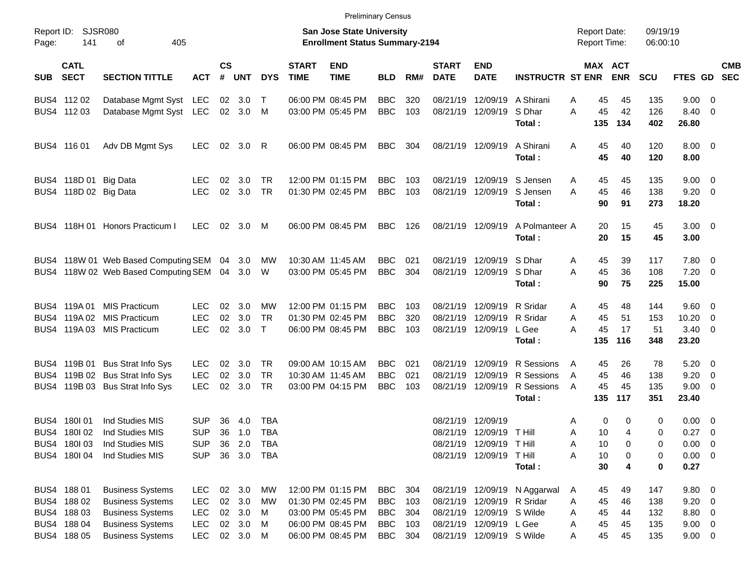Preliminary Census

Report ID: SJSR080
Page: 141 of 405

**San Jose State University**
**Enrollment Status Summary-2194**

Report Date: 09/19/19
Report Time: 06:00:10

| SUB | CATL SECT | SECTION TITTLE | ACT | CS # | UNT | DYS | START TIME | END TIME | BLD | RM# | START DATE | END DATE | INSTRUCTR | ST | MAX ENR | ACT ENR | SCU | FTES | GD | CMB SEC |
|---|---|---|---|---|---|---|---|---|---|---|---|---|---|---|---|---|---|---|---|---|
| BUS4 | 112 02 | Database Mgmt Syst | LEC | 02 | 3.0 | T | 06:00 PM | 08:45 PM | BBC | 320 | 08/21/19 | 12/09/19 | A Shirani | A | 45 | 45 | 135 | 9.00 | 0 | |
| BUS4 | 112 03 | Database Mgmt Syst | LEC | 02 | 3.0 | M | 03:00 PM | 05:45 PM | BBC | 103 | 08/21/19 | 12/09/19 | S Dhar | A | 45 | 42 | 126 | 8.40 | 0 | |
| | | | | | | | | | | | | | **Total :** | | **135** | **134** | **402** | **26.80** | | |
| BUS4 | 116 01 | Adv DB Mgmt Sys | LEC | 02 | 3.0 | R | 06:00 PM | 08:45 PM | BBC | 304 | 08/21/19 | 12/09/19 | A Shirani | A | 45 | 40 | 120 | 8.00 | 0 | |
| | | | | | | | | | | | | | **Total :** | | **45** | **40** | **120** | **8.00** | | |
| BUS4 | 118D 01 | Big Data | LEC | 02 | 3.0 | TR | 12:00 PM | 01:15 PM | BBC | 103 | 08/21/19 | 12/09/19 | S Jensen | A | 45 | 45 | 135 | 9.00 | 0 | |
| BUS4 | 118D 02 | Big Data | LEC | 02 | 3.0 | TR | 01:30 PM | 02:45 PM | BBC | 103 | 08/21/19 | 12/09/19 | S Jensen | A | 45 | 46 | 138 | 9.20 | 0 | |
| | | | | | | | | | | | | | **Total :** | | **90** | **91** | **273** | **18.20** | | |
| BUS4 | 118H 01 | Honors Practicum I | LEC | 02 | 3.0 | M | 06:00 PM | 08:45 PM | BBC | 126 | 08/21/19 | 12/09/19 | A Polmanteer | A | 20 | 15 | 45 | 3.00 | 0 | |
| | | | | | | | | | | | | | **Total :** | | **20** | **15** | **45** | **3.00** | | |
| BUS4 | 118W 01 | Web Based Computing | SEM | 04 | 3.0 | MW | 10:30 AM | 11:45 AM | BBC | 021 | 08/21/19 | 12/09/19 | S Dhar | A | 45 | 39 | 117 | 7.80 | 0 | |
| BUS4 | 118W 02 | Web Based Computing | SEM | 04 | 3.0 | W | 03:00 PM | 05:45 PM | BBC | 304 | 08/21/19 | 12/09/19 | S Dhar | A | 45 | 36 | 108 | 7.20 | 0 | |
| | | | | | | | | | | | | | **Total :** | | **90** | **75** | **225** | **15.00** | | |
| BUS4 | 119A 01 | MIS Practicum | LEC | 02 | 3.0 | MW | 12:00 PM | 01:15 PM | BBC | 103 | 08/21/19 | 12/09/19 | R Sridar | A | 45 | 48 | 144 | 9.60 | 0 | |
| BUS4 | 119A 02 | MIS Practicum | LEC | 02 | 3.0 | TR | 01:30 PM | 02:45 PM | BBC | 320 | 08/21/19 | 12/09/19 | R Sridar | A | 45 | 51 | 153 | 10.20 | 0 | |
| BUS4 | 119A 03 | MIS Practicum | LEC | 02 | 3.0 | T | 06:00 PM | 08:45 PM | BBC | 103 | 08/21/19 | 12/09/19 | L Gee | A | 45 | 17 | 51 | 3.40 | 0 | |
| | | | | | | | | | | | | | **Total :** | | **135** | **116** | **348** | **23.20** | | |
| BUS4 | 119B 01 | Bus Strat Info Sys | LEC | 02 | 3.0 | TR | 09:00 AM | 10:15 AM | BBC | 021 | 08/21/19 | 12/09/19 | R Sessions | A | 45 | 26 | 78 | 5.20 | 0 | |
| BUS4 | 119B 02 | Bus Strat Info Sys | LEC | 02 | 3.0 | TR | 10:30 AM | 11:45 AM | BBC | 021 | 08/21/19 | 12/09/19 | R Sessions | A | 45 | 46 | 138 | 9.20 | 0 | |
| BUS4 | 119B 03 | Bus Strat Info Sys | LEC | 02 | 3.0 | TR | 03:00 PM | 04:15 PM | BBC | 103 | 08/21/19 | 12/09/19 | R Sessions | A | 45 | 45 | 135 | 9.00 | 0 | |
| | | | | | | | | | | | | | **Total :** | | **135** | **117** | **351** | **23.40** | | |
| BUS4 | 180I 01 | Ind Studies MIS | SUP | 36 | 4.0 | TBA | | | | | 08/21/19 | 12/09/19 | | A | 0 | 0 | 0 | 0.00 | 0 | |
| BUS4 | 180I 02 | Ind Studies MIS | SUP | 36 | 1.0 | TBA | | | | | 08/21/19 | 12/09/19 | T Hill | A | 10 | 4 | 0 | 0.27 | 0 | |
| BUS4 | 180I 03 | Ind Studies MIS | SUP | 36 | 2.0 | TBA | | | | | 08/21/19 | 12/09/19 | T Hill | A | 10 | 0 | 0 | 0.00 | 0 | |
| BUS4 | 180I 04 | Ind Studies MIS | SUP | 36 | 3.0 | TBA | | | | | 08/21/19 | 12/09/19 | T Hill | A | 10 | 0 | 0 | 0.00 | 0 | |
| | | | | | | | | | | | | | **Total :** | | **30** | **4** | **0** | **0.27** | | |
| BUS4 | 188 01 | Business Systems | LEC | 02 | 3.0 | MW | 12:00 PM | 01:15 PM | BBC | 304 | 08/21/19 | 12/09/19 | N Aggarwal | A | 45 | 49 | 147 | 9.80 | 0 | |
| BUS4 | 188 02 | Business Systems | LEC | 02 | 3.0 | MW | 01:30 PM | 02:45 PM | BBC | 103 | 08/21/19 | 12/09/19 | R Sridar | A | 45 | 46 | 138 | 9.20 | 0 | |
| BUS4 | 188 03 | Business Systems | LEC | 02 | 3.0 | M | 03:00 PM | 05:45 PM | BBC | 304 | 08/21/19 | 12/09/19 | S Wilde | A | 45 | 44 | 132 | 8.80 | 0 | |
| BUS4 | 188 04 | Business Systems | LEC | 02 | 3.0 | M | 06:00 PM | 08:45 PM | BBC | 103 | 08/21/19 | 12/09/19 | L Gee | A | 45 | 45 | 135 | 9.00 | 0 | |
| BUS4 | 188 05 | Business Systems | LEC | 02 | 3.0 | M | 06:00 PM | 08:45 PM | BBC | 304 | 08/21/19 | 12/09/19 | S Wilde | A | 45 | 45 | 135 | 9.00 | 0 | |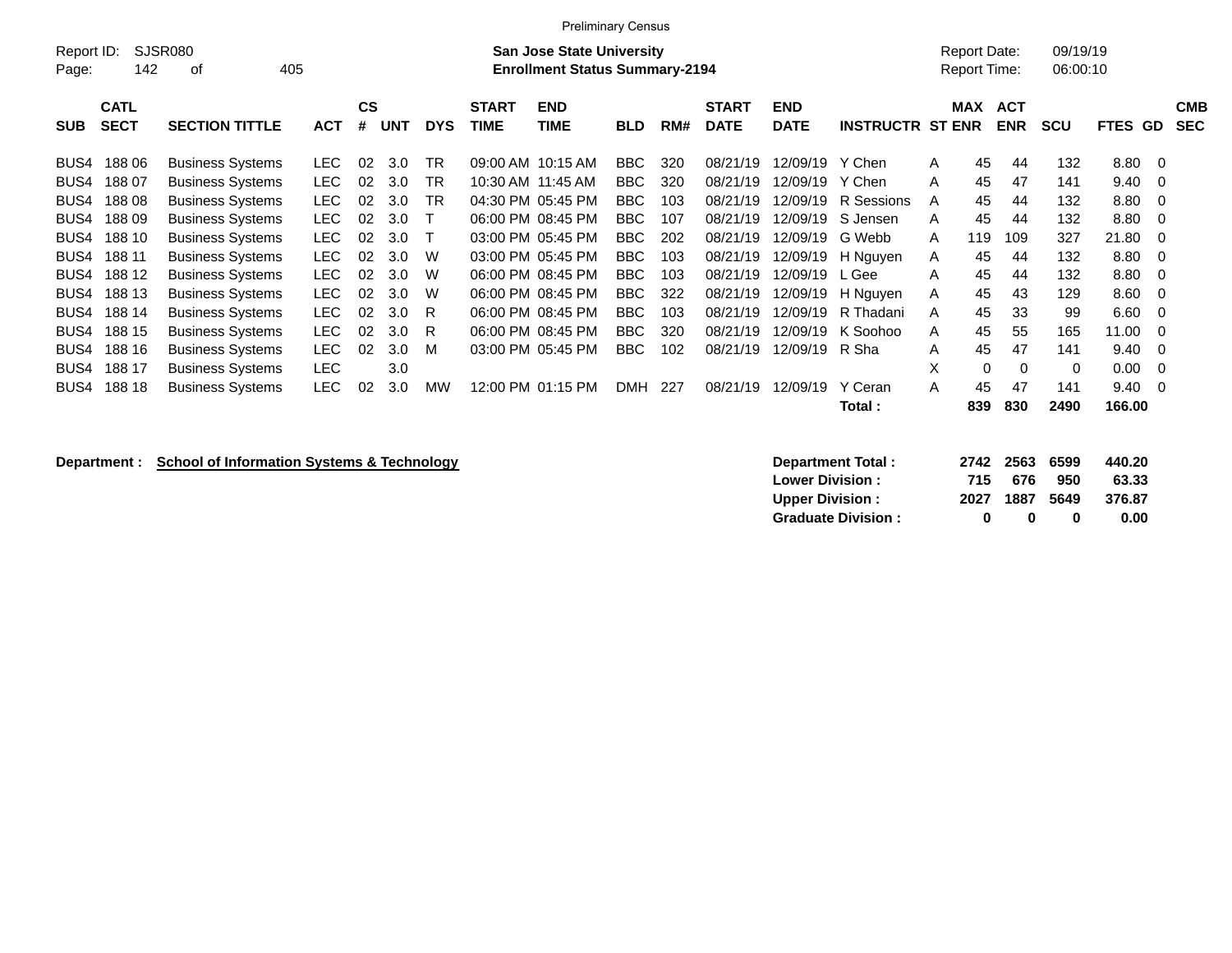Preliminary Census

Report ID: SJSR080

**San Jose State University**
**Enrollment Status Summary-2194**

Report Date: 09/19/19
Report Time: 06:00:10

| SUB | CATL SECT | SECTION TITTLE | ACT | CS # | UNT | DYS | START TIME | END TIME | BLD | RM# | START DATE | END DATE | INSTRUCTR | ST | MAX ENR | ACT ENR | SCU | FTES | GD | CMB SEC |
|---|---|---|---|---|---|---|---|---|---|---|---|---|---|---|---|---|---|---|---|---|
| BUS4 | 188 06 | Business Systems | LEC | 02 | 3.0 | TR | 09:00 AM | 10:15 AM | BBC | 320 | 08/21/19 | 12/09/19 | Y Chen | A | 45 | 44 | 132 | 8.80 | 0 | |
| BUS4 | 188 07 | Business Systems | LEC | 02 | 3.0 | TR | 10:30 AM | 11:45 AM | BBC | 320 | 08/21/19 | 12/09/19 | Y Chen | A | 45 | 47 | 141 | 9.40 | 0 | |
| BUS4 | 188 08 | Business Systems | LEC | 02 | 3.0 | TR | 04:30 PM | 05:45 PM | BBC | 103 | 08/21/19 | 12/09/19 | R Sessions | A | 45 | 44 | 132 | 8.80 | 0 | |
| BUS4 | 188 09 | Business Systems | LEC | 02 | 3.0 | T | 06:00 PM | 08:45 PM | BBC | 107 | 08/21/19 | 12/09/19 | S Jensen | A | 45 | 44 | 132 | 8.80 | 0 | |
| BUS4 | 188 10 | Business Systems | LEC | 02 | 3.0 | T | 03:00 PM | 05:45 PM | BBC | 202 | 08/21/19 | 12/09/19 | G Webb | A | 119 | 109 | 327 | 21.80 | 0 | |
| BUS4 | 188 11 | Business Systems | LEC | 02 | 3.0 | W | 03:00 PM | 05:45 PM | BBC | 103 | 08/21/19 | 12/09/19 | H Nguyen | A | 45 | 44 | 132 | 8.80 | 0 | |
| BUS4 | 188 12 | Business Systems | LEC | 02 | 3.0 | W | 06:00 PM | 08:45 PM | BBC | 103 | 08/21/19 | 12/09/19 | L Gee | A | 45 | 44 | 132 | 8.80 | 0 | |
| BUS4 | 188 13 | Business Systems | LEC | 02 | 3.0 | W | 06:00 PM | 08:45 PM | BBC | 322 | 08/21/19 | 12/09/19 | H Nguyen | A | 45 | 43 | 129 | 8.60 | 0 | |
| BUS4 | 188 14 | Business Systems | LEC | 02 | 3.0 | R | 06:00 PM | 08:45 PM | BBC | 103 | 08/21/19 | 12/09/19 | R Thadani | A | 45 | 33 | 99 | 6.60 | 0 | |
| BUS4 | 188 15 | Business Systems | LEC | 02 | 3.0 | R | 06:00 PM | 08:45 PM | BBC | 320 | 08/21/19 | 12/09/19 | K Soohoo | A | 45 | 55 | 165 | 11.00 | 0 | |
| BUS4 | 188 16 | Business Systems | LEC | 02 | 3.0 | M | 03:00 PM | 05:45 PM | BBC | 102 | 08/21/19 | 12/09/19 | R Sha | A | 45 | 47 | 141 | 9.40 | 0 | |
| BUS4 | 188 17 | Business Systems | LEC | | 3.0 | | | | | | | | | X | 0 | 0 | 0 | 0.00 | 0 | |
| BUS4 | 188 18 | Business Systems | LEC | 02 | 3.0 | MW | 12:00 PM | 01:15 PM | DMH | 227 | 08/21/19 | 12/09/19 | Y Ceran | A | 45 | 47 | 141 | 9.40 | 0 | |
| | | | | | | | | | | | | | **Total :** | | **839** | **830** | **2490** | **166.00** | | |

**Department : School of Information Systems & Technology**

| | MAX ENR | ACT ENR | SCU | FTES |
|---|---|---|---|---|
| **Department Total :** | **2742** | **2563** | **6599** | **440.20** |
| **Lower Division :** | **715** | **676** | **950** | **63.33** |
| **Upper Division :** | **2027** | **1887** | **5649** | **376.87** |
| **Graduate Division :** | **0** | **0** | **0** | **0.00** |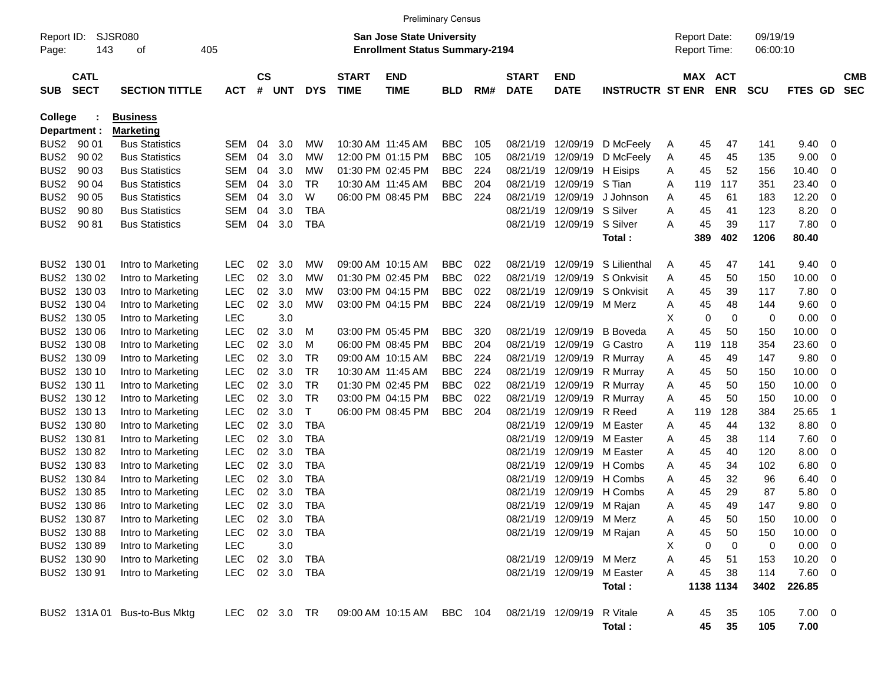Preliminary Census

Report ID: SJSR080
Page: 143 of 405

**San Jose State University**
**Enrollment Status Summary-2194**

Report Date: 09/19/19
Report Time: 06:00:10

**College : Business**
**Department : Marketing**

| SUB | CATL SECT | SECTION TITTLE | ACT | CS # | UNT | DYS | START TIME | END TIME | BLD | RM# | START DATE | END DATE | INSTRUCTR | ST | MAX ENR | ACT ENR | SCU | FTES | GD | CMB SEC |
|---|---|---|---|---|---|---|---|---|---|---|---|---|---|---|---|---|---|---|---|---|
| BUS2 | 90 01 | Bus Statistics | SEM | 04 | 3.0 | MW | 10:30 AM | 11:45 AM | BBC | 105 | 08/21/19 | 12/09/19 | D McFeely | A | 45 | 47 | 141 | 9.40 | 0 | |
| BUS2 | 90 02 | Bus Statistics | SEM | 04 | 3.0 | MW | 12:00 PM | 01:15 PM | BBC | 105 | 08/21/19 | 12/09/19 | D McFeely | A | 45 | 45 | 135 | 9.00 | 0 | |
| BUS2 | 90 03 | Bus Statistics | SEM | 04 | 3.0 | MW | 01:30 PM | 02:45 PM | BBC | 224 | 08/21/19 | 12/09/19 | H Eisips | A | 45 | 52 | 156 | 10.40 | 0 | |
| BUS2 | 90 04 | Bus Statistics | SEM | 04 | 3.0 | TR | 10:30 AM | 11:45 AM | BBC | 204 | 08/21/19 | 12/09/19 | S Tian | A | 119 | 117 | 351 | 23.40 | 0 | |
| BUS2 | 90 05 | Bus Statistics | SEM | 04 | 3.0 | W | 06:00 PM | 08:45 PM | BBC | 224 | 08/21/19 | 12/09/19 | J Johnson | A | 45 | 61 | 183 | 12.20 | 0 | |
| BUS2 | 90 80 | Bus Statistics | SEM | 04 | 3.0 | TBA | | | | | 08/21/19 | 12/09/19 | S Silver | A | 45 | 41 | 123 | 8.20 | 0 | |
| BUS2 | 90 81 | Bus Statistics | SEM | 04 | 3.0 | TBA | | | | | 08/21/19 | 12/09/19 | S Silver | A | 45 | 39 | 117 | 7.80 | 0 | |
| | | | | | | | | | | | | | **Total :** | | **389** | **402** | **1206** | **80.40** | | |
| BUS2 | 130 01 | Intro to Marketing | LEC | 02 | 3.0 | MW | 09:00 AM | 10:15 AM | BBC | 022 | 08/21/19 | 12/09/19 | S Lilienthal | A | 45 | 47 | 141 | 9.40 | 0 | |
| BUS2 | 130 02 | Intro to Marketing | LEC | 02 | 3.0 | MW | 01:30 PM | 02:45 PM | BBC | 022 | 08/21/19 | 12/09/19 | S Onkvisit | A | 45 | 50 | 150 | 10.00 | 0 | |
| BUS2 | 130 03 | Intro to Marketing | LEC | 02 | 3.0 | MW | 03:00 PM | 04:15 PM | BBC | 022 | 08/21/19 | 12/09/19 | S Onkvisit | A | 45 | 39 | 117 | 7.80 | 0 | |
| BUS2 | 130 04 | Intro to Marketing | LEC | 02 | 3.0 | MW | 03:00 PM | 04:15 PM | BBC | 224 | 08/21/19 | 12/09/19 | M Merz | A | 45 | 48 | 144 | 9.60 | 0 | |
| BUS2 | 130 05 | Intro to Marketing | LEC | | 3.0 | | | | | | | | | X | 0 | 0 | 0 | 0.00 | 0 | |
| BUS2 | 130 06 | Intro to Marketing | LEC | 02 | 3.0 | M | 03:00 PM | 05:45 PM | BBC | 320 | 08/21/19 | 12/09/19 | B Boveda | A | 45 | 50 | 150 | 10.00 | 0 | |
| BUS2 | 130 08 | Intro to Marketing | LEC | 02 | 3.0 | M | 06:00 PM | 08:45 PM | BBC | 204 | 08/21/19 | 12/09/19 | G Castro | A | 119 | 118 | 354 | 23.60 | 0 | |
| BUS2 | 130 09 | Intro to Marketing | LEC | 02 | 3.0 | TR | 09:00 AM | 10:15 AM | BBC | 224 | 08/21/19 | 12/09/19 | R Murray | A | 45 | 49 | 147 | 9.80 | 0 | |
| BUS2 | 130 10 | Intro to Marketing | LEC | 02 | 3.0 | TR | 10:30 AM | 11:45 AM | BBC | 224 | 08/21/19 | 12/09/19 | R Murray | A | 45 | 50 | 150 | 10.00 | 0 | |
| BUS2 | 130 11 | Intro to Marketing | LEC | 02 | 3.0 | TR | 01:30 PM | 02:45 PM | BBC | 022 | 08/21/19 | 12/09/19 | R Murray | A | 45 | 50 | 150 | 10.00 | 0 | |
| BUS2 | 130 12 | Intro to Marketing | LEC | 02 | 3.0 | TR | 03:00 PM | 04:15 PM | BBC | 022 | 08/21/19 | 12/09/19 | R Murray | A | 45 | 50 | 150 | 10.00 | 0 | |
| BUS2 | 130 13 | Intro to Marketing | LEC | 02 | 3.0 | T | 06:00 PM | 08:45 PM | BBC | 204 | 08/21/19 | 12/09/19 | R Reed | A | 119 | 128 | 384 | 25.65 | 1 | |
| BUS2 | 130 80 | Intro to Marketing | LEC | 02 | 3.0 | TBA | | | | | 08/21/19 | 12/09/19 | M Easter | A | 45 | 44 | 132 | 8.80 | 0 | |
| BUS2 | 130 81 | Intro to Marketing | LEC | 02 | 3.0 | TBA | | | | | 08/21/19 | 12/09/19 | M Easter | A | 45 | 38 | 114 | 7.60 | 0 | |
| BUS2 | 130 82 | Intro to Marketing | LEC | 02 | 3.0 | TBA | | | | | 08/21/19 | 12/09/19 | M Easter | A | 45 | 40 | 120 | 8.00 | 0 | |
| BUS2 | 130 83 | Intro to Marketing | LEC | 02 | 3.0 | TBA | | | | | 08/21/19 | 12/09/19 | H Combs | A | 45 | 34 | 102 | 6.80 | 0 | |
| BUS2 | 130 84 | Intro to Marketing | LEC | 02 | 3.0 | TBA | | | | | 08/21/19 | 12/09/19 | H Combs | A | 45 | 32 | 96 | 6.40 | 0 | |
| BUS2 | 130 85 | Intro to Marketing | LEC | 02 | 3.0 | TBA | | | | | 08/21/19 | 12/09/19 | H Combs | A | 45 | 29 | 87 | 5.80 | 0 | |
| BUS2 | 130 86 | Intro to Marketing | LEC | 02 | 3.0 | TBA | | | | | 08/21/19 | 12/09/19 | M Rajan | A | 45 | 49 | 147 | 9.80 | 0 | |
| BUS2 | 130 87 | Intro to Marketing | LEC | 02 | 3.0 | TBA | | | | | 08/21/19 | 12/09/19 | M Merz | A | 45 | 50 | 150 | 10.00 | 0 | |
| BUS2 | 130 88 | Intro to Marketing | LEC | 02 | 3.0 | TBA | | | | | 08/21/19 | 12/09/19 | M Rajan | A | 45 | 50 | 150 | 10.00 | 0 | |
| BUS2 | 130 89 | Intro to Marketing | LEC | | 3.0 | | | | | | | | | X | 0 | 0 | 0 | 0.00 | 0 | |
| BUS2 | 130 90 | Intro to Marketing | LEC | 02 | 3.0 | TBA | | | | | 08/21/19 | 12/09/19 | M Merz | A | 45 | 51 | 153 | 10.20 | 0 | |
| BUS2 | 130 91 | Intro to Marketing | LEC | 02 | 3.0 | TBA | | | | | 08/21/19 | 12/09/19 | M Easter | A | 45 | 38 | 114 | 7.60 | 0 | |
| | | | | | | | | | | | | | **Total :** | | **1138** | **1134** | **3402** | **226.85** | | |
| BUS2 | 131A 01 | Bus-to-Bus Mktg | LEC | 02 | 3.0 | TR | 09:00 AM | 10:15 AM | BBC | 104 | 08/21/19 | 12/09/19 | R Vitale | A | 45 | 35 | 105 | 7.00 | 0 | |
| | | | | | | | | | | | | | **Total :** | | **45** | **35** | **105** | **7.00** | | |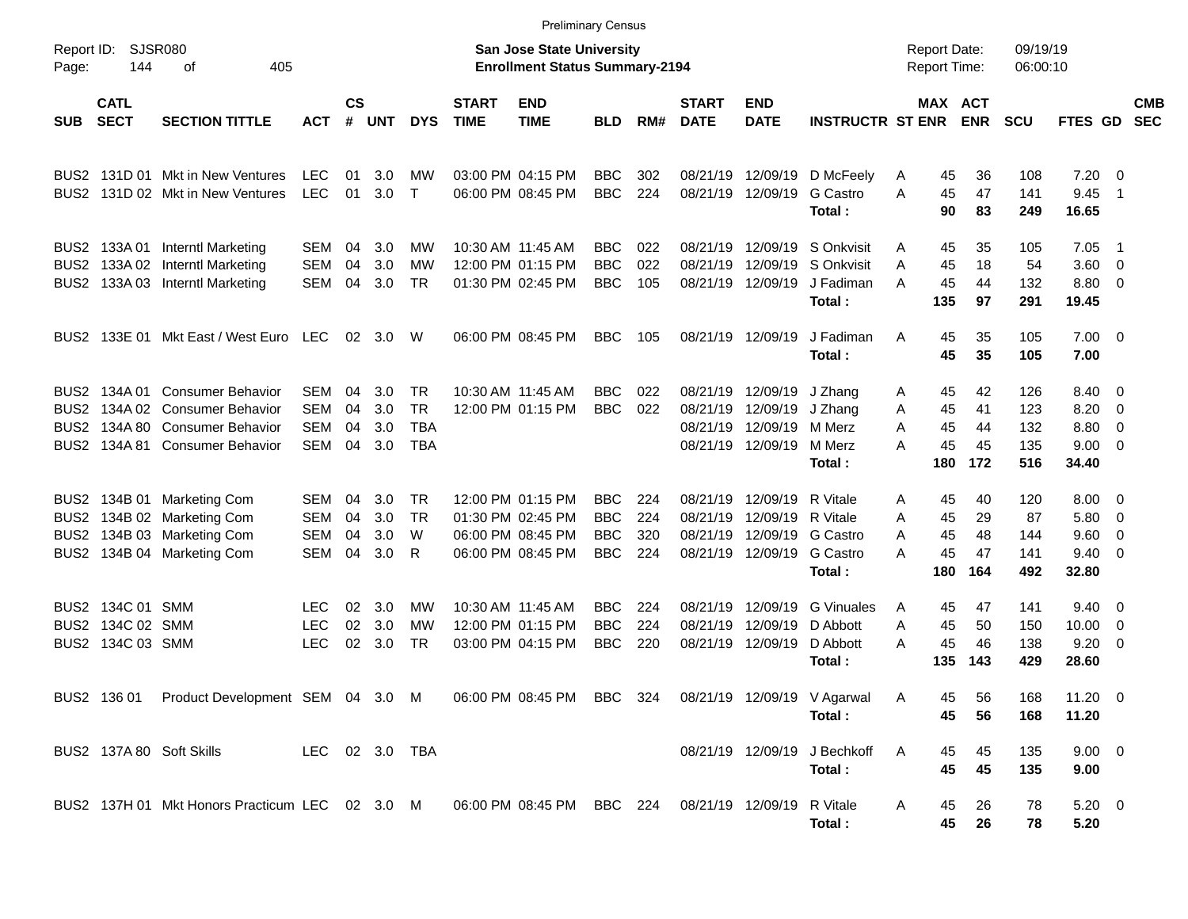Preliminary Census

Report ID: SJSR080
Page: 144 of 405

**San Jose State University**
**Enrollment Status Summary-2194**

Report Date: 09/19/19
Report Time: 06:00:10

| SUB | CATL SECT | SECTION TITTLE | ACT | CS # | UNT | DYS | START TIME | END TIME | BLD | RM# | START DATE | END DATE | INSTRUCTR | ST | MAX ENR | ACT ENR | SCU | FTES | GD | CMB SEC |
|---|---|---|---|---|---|---|---|---|---|---|---|---|---|---|---|---|---|---|---|---|
| BUS2 | 131D 01 | Mkt in New Ventures | LEC | 01 | 3.0 | MW | 03:00 PM | 04:15 PM | BBC | 302 | 08/21/19 | 12/09/19 | D McFeely | A | 45 | 36 | 108 | 7.20 | 0 | |
| BUS2 | 131D 02 | Mkt in New Ventures | LEC | 01 | 3.0 | T | 06:00 PM | 08:45 PM | BBC | 224 | 08/21/19 | 12/09/19 | G Castro | A | 45 | 47 | 141 | 9.45 | 1 | |
| | | | | | | | | | | | | | **Total :** | | **90** | **83** | **249** | **16.65** | | |
| BUS2 | 133A 01 | Interntl Marketing | SEM | 04 | 3.0 | MW | 10:30 AM | 11:45 AM | BBC | 022 | 08/21/19 | 12/09/19 | S Onkvisit | A | 45 | 35 | 105 | 7.05 | 1 | |
| BUS2 | 133A 02 | Interntl Marketing | SEM | 04 | 3.0 | MW | 12:00 PM | 01:15 PM | BBC | 022 | 08/21/19 | 12/09/19 | S Onkvisit | A | 45 | 18 | 54 | 3.60 | 0 | |
| BUS2 | 133A 03 | Interntl Marketing | SEM | 04 | 3.0 | TR | 01:30 PM | 02:45 PM | BBC | 105 | 08/21/19 | 12/09/19 | J Fadiman | A | 45 | 44 | 132 | 8.80 | 0 | |
| | | | | | | | | | | | | | **Total :** | | **135** | **97** | **291** | **19.45** | | |
| BUS2 | 133E 01 | Mkt East / West Euro | LEC | 02 | 3.0 | W | 06:00 PM | 08:45 PM | BBC | 105 | 08/21/19 | 12/09/19 | J Fadiman | A | 45 | 35 | 105 | 7.00 | 0 | |
| | | | | | | | | | | | | | **Total :** | | **45** | **35** | **105** | **7.00** | | |
| BUS2 | 134A 01 | Consumer Behavior | SEM | 04 | 3.0 | TR | 10:30 AM | 11:45 AM | BBC | 022 | 08/21/19 | 12/09/19 | J Zhang | A | 45 | 42 | 126 | 8.40 | 0 | |
| BUS2 | 134A 02 | Consumer Behavior | SEM | 04 | 3.0 | TR | 12:00 PM | 01:15 PM | BBC | 022 | 08/21/19 | 12/09/19 | J Zhang | A | 45 | 41 | 123 | 8.20 | 0 | |
| BUS2 | 134A 80 | Consumer Behavior | SEM | 04 | 3.0 | TBA | | | | | 08/21/19 | 12/09/19 | M Merz | A | 45 | 44 | 132 | 8.80 | 0 | |
| BUS2 | 134A 81 | Consumer Behavior | SEM | 04 | 3.0 | TBA | | | | | 08/21/19 | 12/09/19 | M Merz | A | 45 | 45 | 135 | 9.00 | 0 | |
| | | | | | | | | | | | | | **Total :** | | **180** | **172** | **516** | **34.40** | | |
| BUS2 | 134B 01 | Marketing Com | SEM | 04 | 3.0 | TR | 12:00 PM | 01:15 PM | BBC | 224 | 08/21/19 | 12/09/19 | R Vitale | A | 45 | 40 | 120 | 8.00 | 0 | |
| BUS2 | 134B 02 | Marketing Com | SEM | 04 | 3.0 | TR | 01:30 PM | 02:45 PM | BBC | 224 | 08/21/19 | 12/09/19 | R Vitale | A | 45 | 29 | 87 | 5.80 | 0 | |
| BUS2 | 134B 03 | Marketing Com | SEM | 04 | 3.0 | W | 06:00 PM | 08:45 PM | BBC | 320 | 08/21/19 | 12/09/19 | G Castro | A | 45 | 48 | 144 | 9.60 | 0 | |
| BUS2 | 134B 04 | Marketing Com | SEM | 04 | 3.0 | R | 06:00 PM | 08:45 PM | BBC | 224 | 08/21/19 | 12/09/19 | G Castro | A | 45 | 47 | 141 | 9.40 | 0 | |
| | | | | | | | | | | | | | **Total :** | | **180** | **164** | **492** | **32.80** | | |
| BUS2 | 134C 01 | SMM | LEC | 02 | 3.0 | MW | 10:30 AM | 11:45 AM | BBC | 224 | 08/21/19 | 12/09/19 | G Vinuales | A | 45 | 47 | 141 | 9.40 | 0 | |
| BUS2 | 134C 02 | SMM | LEC | 02 | 3.0 | MW | 12:00 PM | 01:15 PM | BBC | 224 | 08/21/19 | 12/09/19 | D Abbott | A | 45 | 50 | 150 | 10.00 | 0 | |
| BUS2 | 134C 03 | SMM | LEC | 02 | 3.0 | TR | 03:00 PM | 04:15 PM | BBC | 220 | 08/21/19 | 12/09/19 | D Abbott | A | 45 | 46 | 138 | 9.20 | 0 | |
| | | | | | | | | | | | | | **Total :** | | **135** | **143** | **429** | **28.60** | | |
| BUS2 | 136 01 | Product Development | SEM | 04 | 3.0 | M | 06:00 PM | 08:45 PM | BBC | 324 | 08/21/19 | 12/09/19 | V Agarwal | A | 45 | 56 | 168 | 11.20 | 0 | |
| | | | | | | | | | | | | | **Total :** | | **45** | **56** | **168** | **11.20** | | |
| BUS2 | 137A 80 | Soft Skills | LEC | 02 | 3.0 | TBA | | | | | 08/21/19 | 12/09/19 | J Bechkoff | A | 45 | 45 | 135 | 9.00 | 0 | |
| | | | | | | | | | | | | | **Total :** | | **45** | **45** | **135** | **9.00** | | |
| BUS2 | 137H 01 | Mkt Honors Practicum | LEC | 02 | 3.0 | M | 06:00 PM | 08:45 PM | BBC | 224 | 08/21/19 | 12/09/19 | R Vitale | A | 45 | 26 | 78 | 5.20 | 0 | |
| | | | | | | | | | | | | | **Total :** | | **45** | **26** | **78** | **5.20** | | |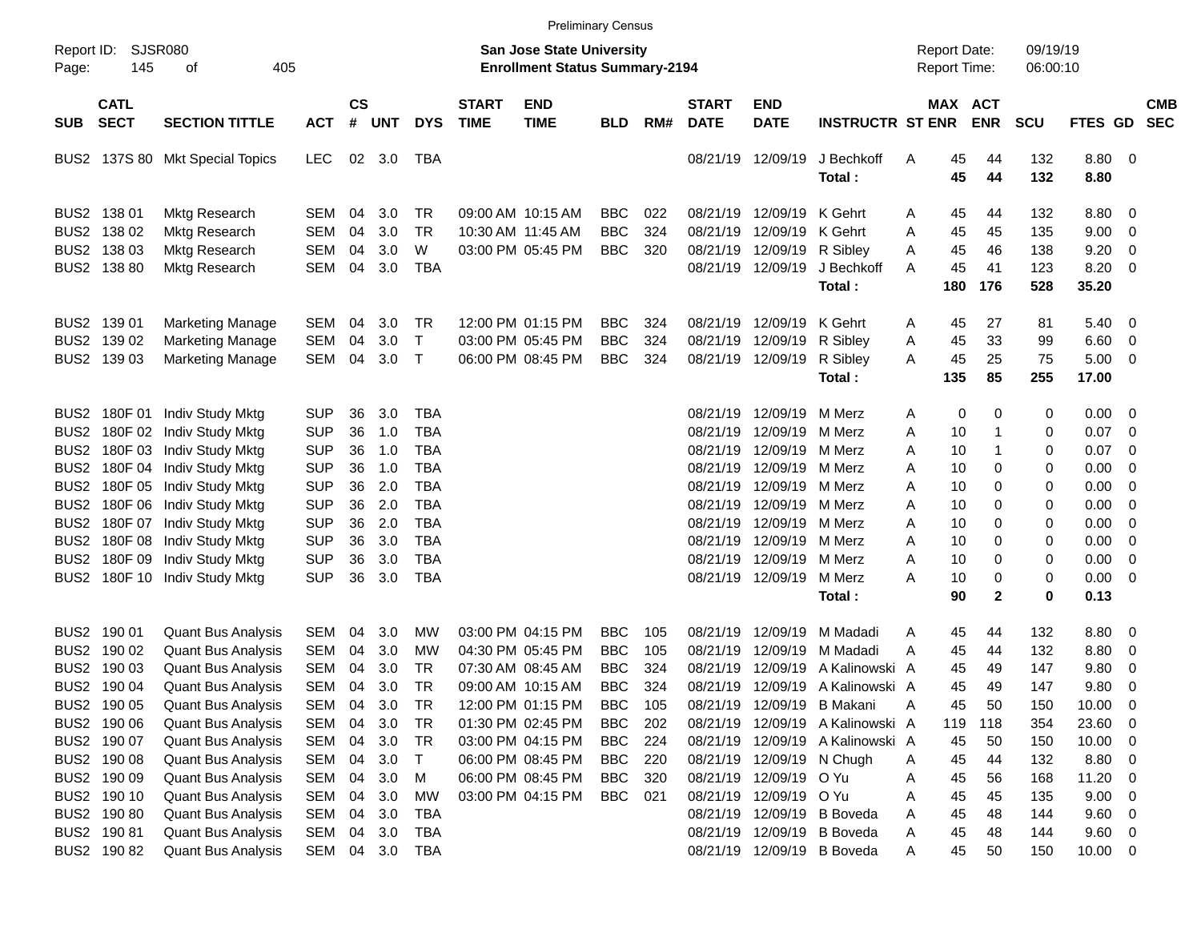Preliminary Census

Report ID: SJSR080

**San Jose State University**
**Enrollment Status Summary-2194**

Report Date: 09/19/19
Report Time: 06:00:10

| SUB | CATL SECT | SECTION TITTLE | ACT | CS # | UNT | DYS | START TIME | END TIME | BLD | RM# | START DATE | END DATE | INSTRUCTR | ST | MAX ENR | ACT ENR | SCU | FTES | GD | CMB SEC |
|---|---|---|---|---|---|---|---|---|---|---|---|---|---|---|---|---|---|---|---|---|
| BUS2 | 137S 80 | Mkt Special Topics | LEC | 02 | 3.0 | TBA | | | | | 08/21/19 | 12/09/19 | J Bechkoff | A | 45 | 44 | 132 | 8.80 | 0 | |
| | | | | | | | | | | | | | **Total :** | | **45** | **44** | **132** | **8.80** | | |
| BUS2 | 138 01 | Mktg Research | SEM | 04 | 3.0 | TR | 09:00 AM | 10:15 AM | BBC | 022 | 08/21/19 | 12/09/19 | K Gehrt | A | 45 | 44 | 132 | 8.80 | 0 | |
| BUS2 | 138 02 | Mktg Research | SEM | 04 | 3.0 | TR | 10:30 AM | 11:45 AM | BBC | 324 | 08/21/19 | 12/09/19 | K Gehrt | A | 45 | 45 | 135 | 9.00 | 0 | |
| BUS2 | 138 03 | Mktg Research | SEM | 04 | 3.0 | W | 03:00 PM | 05:45 PM | BBC | 320 | 08/21/19 | 12/09/19 | R Sibley | A | 45 | 46 | 138 | 9.20 | 0 | |
| BUS2 | 138 80 | Mktg Research | SEM | 04 | 3.0 | TBA | | | | | 08/21/19 | 12/09/19 | J Bechkoff | A | 45 | 41 | 123 | 8.20 | 0 | |
| | | | | | | | | | | | | | **Total :** | | **180** | **176** | **528** | **35.20** | | |
| BUS2 | 139 01 | Marketing Manage | SEM | 04 | 3.0 | TR | 12:00 PM | 01:15 PM | BBC | 324 | 08/21/19 | 12/09/19 | K Gehrt | A | 45 | 27 | 81 | 5.40 | 0 | |
| BUS2 | 139 02 | Marketing Manage | SEM | 04 | 3.0 | T | 03:00 PM | 05:45 PM | BBC | 324 | 08/21/19 | 12/09/19 | R Sibley | A | 45 | 33 | 99 | 6.60 | 0 | |
| BUS2 | 139 03 | Marketing Manage | SEM | 04 | 3.0 | T | 06:00 PM | 08:45 PM | BBC | 324 | 08/21/19 | 12/09/19 | R Sibley | A | 45 | 25 | 75 | 5.00 | 0 | |
| | | | | | | | | | | | | | **Total :** | | **135** | **85** | **255** | **17.00** | | |
| BUS2 | 180F 01 | Indiv Study Mktg | SUP | 36 | 3.0 | TBA | | | | | 08/21/19 | 12/09/19 | M Merz | A | 0 | 0 | 0 | 0.00 | 0 | |
| BUS2 | 180F 02 | Indiv Study Mktg | SUP | 36 | 1.0 | TBA | | | | | 08/21/19 | 12/09/19 | M Merz | A | 10 | 1 | 0 | 0.07 | 0 | |
| BUS2 | 180F 03 | Indiv Study Mktg | SUP | 36 | 1.0 | TBA | | | | | 08/21/19 | 12/09/19 | M Merz | A | 10 | 1 | 0 | 0.07 | 0 | |
| BUS2 | 180F 04 | Indiv Study Mktg | SUP | 36 | 1.0 | TBA | | | | | 08/21/19 | 12/09/19 | M Merz | A | 10 | 0 | 0 | 0.00 | 0 | |
| BUS2 | 180F 05 | Indiv Study Mktg | SUP | 36 | 2.0 | TBA | | | | | 08/21/19 | 12/09/19 | M Merz | A | 10 | 0 | 0 | 0.00 | 0 | |
| BUS2 | 180F 06 | Indiv Study Mktg | SUP | 36 | 2.0 | TBA | | | | | 08/21/19 | 12/09/19 | M Merz | A | 10 | 0 | 0 | 0.00 | 0 | |
| BUS2 | 180F 07 | Indiv Study Mktg | SUP | 36 | 2.0 | TBA | | | | | 08/21/19 | 12/09/19 | M Merz | A | 10 | 0 | 0 | 0.00 | 0 | |
| BUS2 | 180F 08 | Indiv Study Mktg | SUP | 36 | 3.0 | TBA | | | | | 08/21/19 | 12/09/19 | M Merz | A | 10 | 0 | 0 | 0.00 | 0 | |
| BUS2 | 180F 09 | Indiv Study Mktg | SUP | 36 | 3.0 | TBA | | | | | 08/21/19 | 12/09/19 | M Merz | A | 10 | 0 | 0 | 0.00 | 0 | |
| BUS2 | 180F 10 | Indiv Study Mktg | SUP | 36 | 3.0 | TBA | | | | | 08/21/19 | 12/09/19 | M Merz | A | 10 | 0 | 0 | 0.00 | 0 | |
| | | | | | | | | | | | | | **Total :** | | **90** | **2** | **0** | **0.13** | | |
| BUS2 | 190 01 | Quant Bus Analysis | SEM | 04 | 3.0 | MW | 03:00 PM | 04:15 PM | BBC | 105 | 08/21/19 | 12/09/19 | M Madadi | A | 45 | 44 | 132 | 8.80 | 0 | |
| BUS2 | 190 02 | Quant Bus Analysis | SEM | 04 | 3.0 | MW | 04:30 PM | 05:45 PM | BBC | 105 | 08/21/19 | 12/09/19 | M Madadi | A | 45 | 44 | 132 | 8.80 | 0 | |
| BUS2 | 190 03 | Quant Bus Analysis | SEM | 04 | 3.0 | TR | 07:30 AM | 08:45 AM | BBC | 324 | 08/21/19 | 12/09/19 | A Kalinowski | A | 45 | 49 | 147 | 9.80 | 0 | |
| BUS2 | 190 04 | Quant Bus Analysis | SEM | 04 | 3.0 | TR | 09:00 AM | 10:15 AM | BBC | 324 | 08/21/19 | 12/09/19 | A Kalinowski | A | 45 | 49 | 147 | 9.80 | 0 | |
| BUS2 | 190 05 | Quant Bus Analysis | SEM | 04 | 3.0 | TR | 12:00 PM | 01:15 PM | BBC | 105 | 08/21/19 | 12/09/19 | B Makani | A | 45 | 50 | 150 | 10.00 | 0 | |
| BUS2 | 190 06 | Quant Bus Analysis | SEM | 04 | 3.0 | TR | 01:30 PM | 02:45 PM | BBC | 202 | 08/21/19 | 12/09/19 | A Kalinowski | A | 119 | 118 | 354 | 23.60 | 0 | |
| BUS2 | 190 07 | Quant Bus Analysis | SEM | 04 | 3.0 | TR | 03:00 PM | 04:15 PM | BBC | 224 | 08/21/19 | 12/09/19 | A Kalinowski | A | 45 | 50 | 150 | 10.00 | 0 | |
| BUS2 | 190 08 | Quant Bus Analysis | SEM | 04 | 3.0 | T | 06:00 PM | 08:45 PM | BBC | 220 | 08/21/19 | 12/09/19 | N Chugh | A | 45 | 44 | 132 | 8.80 | 0 | |
| BUS2 | 190 09 | Quant Bus Analysis | SEM | 04 | 3.0 | M | 06:00 PM | 08:45 PM | BBC | 320 | 08/21/19 | 12/09/19 | O Yu | A | 45 | 56 | 168 | 11.20 | 0 | |
| BUS2 | 190 10 | Quant Bus Analysis | SEM | 04 | 3.0 | MW | 03:00 PM | 04:15 PM | BBC | 021 | 08/21/19 | 12/09/19 | O Yu | A | 45 | 45 | 135 | 9.00 | 0 | |
| BUS2 | 190 80 | Quant Bus Analysis | SEM | 04 | 3.0 | TBA | | | | | 08/21/19 | 12/09/19 | B Boveda | A | 45 | 48 | 144 | 9.60 | 0 | |
| BUS2 | 190 81 | Quant Bus Analysis | SEM | 04 | 3.0 | TBA | | | | | 08/21/19 | 12/09/19 | B Boveda | A | 45 | 48 | 144 | 9.60 | 0 | |
| BUS2 | 190 82 | Quant Bus Analysis | SEM | 04 | 3.0 | TBA | | | | | 08/21/19 | 12/09/19 | B Boveda | A | 45 | 50 | 150 | 10.00 | 0 | |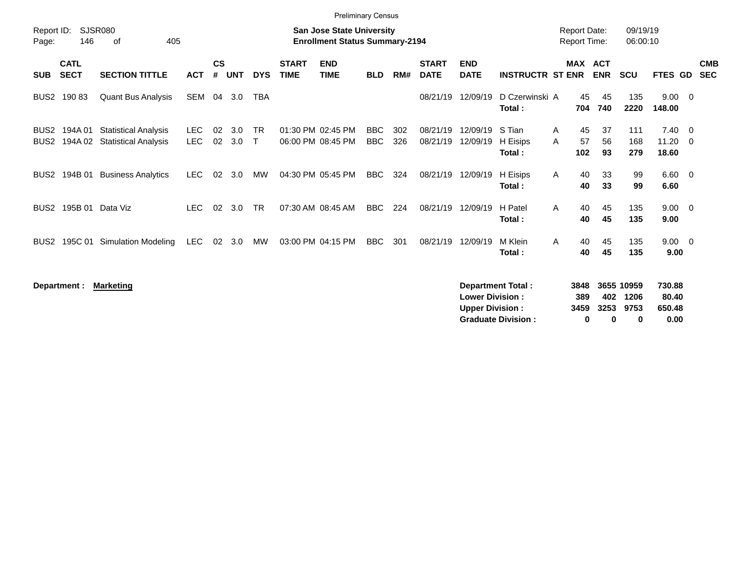Preliminary Census

Report ID: SJSR080

**San Jose State University**
**Enrollment Status Summary-2194**

Report Date: 09/19/19
Report Time: 06:00:10

| SUB | CATL SECT | SECTION TITTLE | ACT | CS # | UNT | DYS | START TIME | END TIME | BLD | RM# | START DATE | END DATE | INSTRUCTR | ST | MAX ENR | ACT ENR | SCU | FTES | GD | CMB SEC |
|---|---|---|---|---|---|---|---|---|---|---|---|---|---|---|---|---|---|---|---|---|
| BUS2 | 190 83 | Quant Bus Analysis | SEM | 04 | 3.0 | TBA | | | | | 08/21/19 | 12/09/19 | D Czerwinski | A | 45 | 45 | 135 | 9.00 | 0 | |
| | | | | | | | | | | | | | **Total :** | | **704** | **740** | **2220** | **148.00** | | |
| BUS2 | 194A 01 | Statistical Analysis | LEC | 02 | 3.0 | TR | 01:30 PM | 02:45 PM | BBC | 302 | 08/21/19 | 12/09/19 | S Tian | A | 45 | 37 | 111 | 7.40 | 0 | |
| BUS2 | 194A 02 | Statistical Analysis | LEC | 02 | 3.0 | T | 06:00 PM | 08:45 PM | BBC | 326 | 08/21/19 | 12/09/19 | H Eisips | A | 57 | 56 | 168 | 11.20 | 0 | |
| | | | | | | | | | | | | | **Total :** | | **102** | **93** | **279** | **18.60** | | |
| BUS2 | 194B 01 | Business Analytics | LEC | 02 | 3.0 | MW | 04:30 PM | 05:45 PM | BBC | 324 | 08/21/19 | 12/09/19 | H Eisips | A | 40 | 33 | 99 | 6.60 | 0 | |
| | | | | | | | | | | | | | **Total :** | | **40** | **33** | **99** | **6.60** | | |
| BUS2 | 195B 01 | Data Viz | LEC | 02 | 3.0 | TR | 07:30 AM | 08:45 AM | BBC | 224 | 08/21/19 | 12/09/19 | H Patel | A | 40 | 45 | 135 | 9.00 | 0 | |
| | | | | | | | | | | | | | **Total :** | | **40** | **45** | **135** | **9.00** | | |
| BUS2 | 195C 01 | Simulation Modeling | LEC | 02 | 3.0 | MW | 03:00 PM | 04:15 PM | BBC | 301 | 08/21/19 | 12/09/19 | M Klein | A | 40 | 45 | 135 | 9.00 | 0 | |
| | | | | | | | | | | | | | **Total :** | | **40** | **45** | **135** | **9.00** | | |

**Department :** **Marketing**

| | MAX ENR | ACT ENR | SCU | FTES |
|---|---|---|---|---|
| **Department Total :** | **3848** | **3655** | **10959** | **730.88** |
| **Lower Division :** | **389** | **402** | **1206** | **80.40** |
| **Upper Division :** | **3459** | **3253** | **9753** | **650.48** |
| **Graduate Division :** | **0** | **0** | **0** | **0.00** |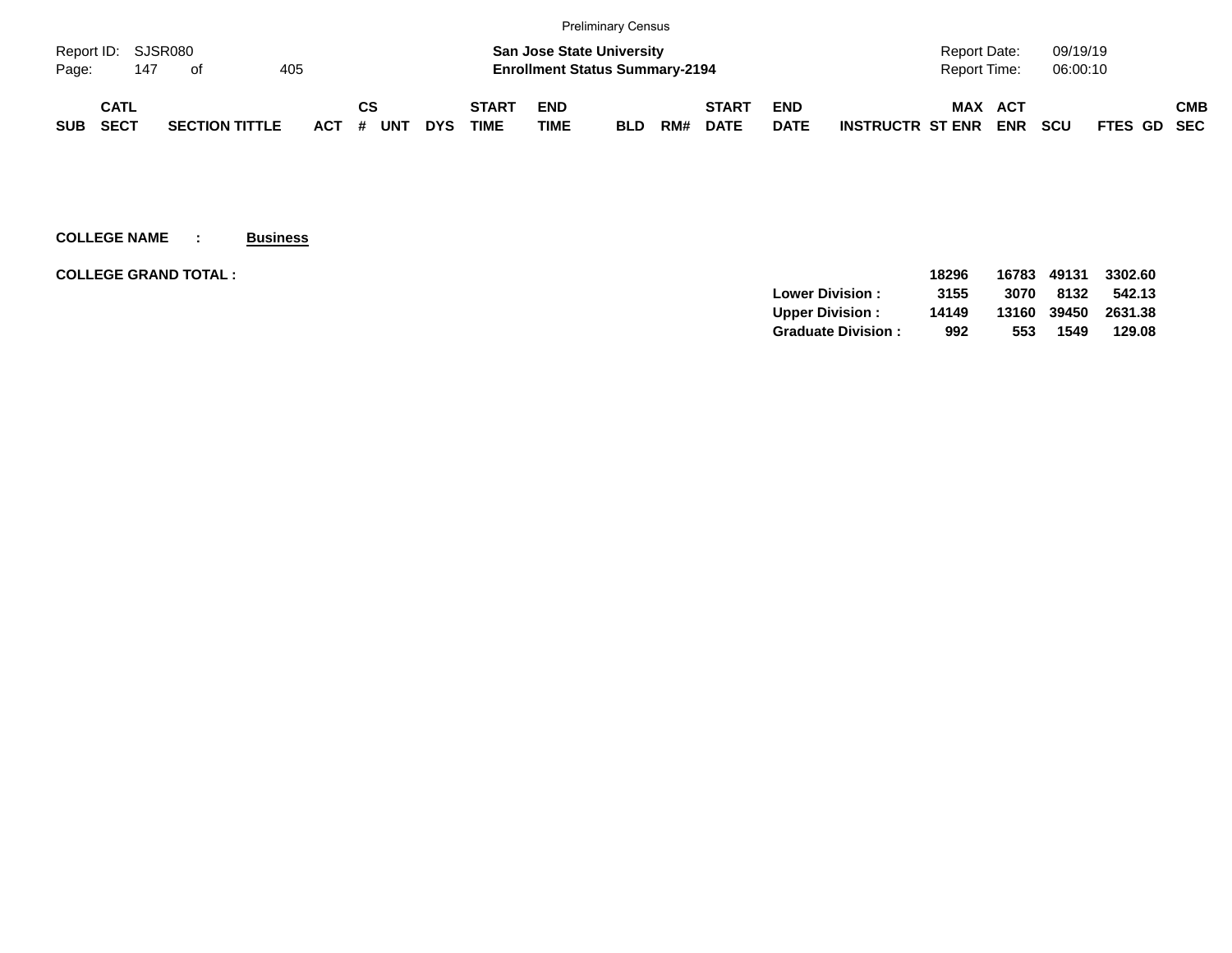Preliminary Census

Report ID: SJSR080

**San Jose State University**
**Enrollment Status Summary-2194**

Report Date: 09/19/19
Report Time: 06:00:10

| SUB | CATL SECT | SECTION TITTLE | ACT | CS # | UNT | DYS | START TIME | END TIME | BLD | RM# | START DATE | END DATE | INSTRUCTR | MAX ST ENR | ACT ENR | SCU | FTES | GD | CMB SEC |
|---|---|---|---|---|---|---|---|---|---|---|---|---|---|---|---|---|---|---|---|

**COLLEGE NAME : Business**

**COLLEGE GRAND TOTAL :**

| | MAX ST ENR | ACT ENR | SCU | FTES |
|---|---|---|---|---|
| | **18296** | **16783** | **49131** | **3302.60** |
| **Lower Division :** | **3155** | **3070** | **8132** | **542.13** |
| **Upper Division :** | **14149** | **13160** | **39450** | **2631.38** |
| **Graduate Division :** | **992** | **553** | **1549** | **129.08** |